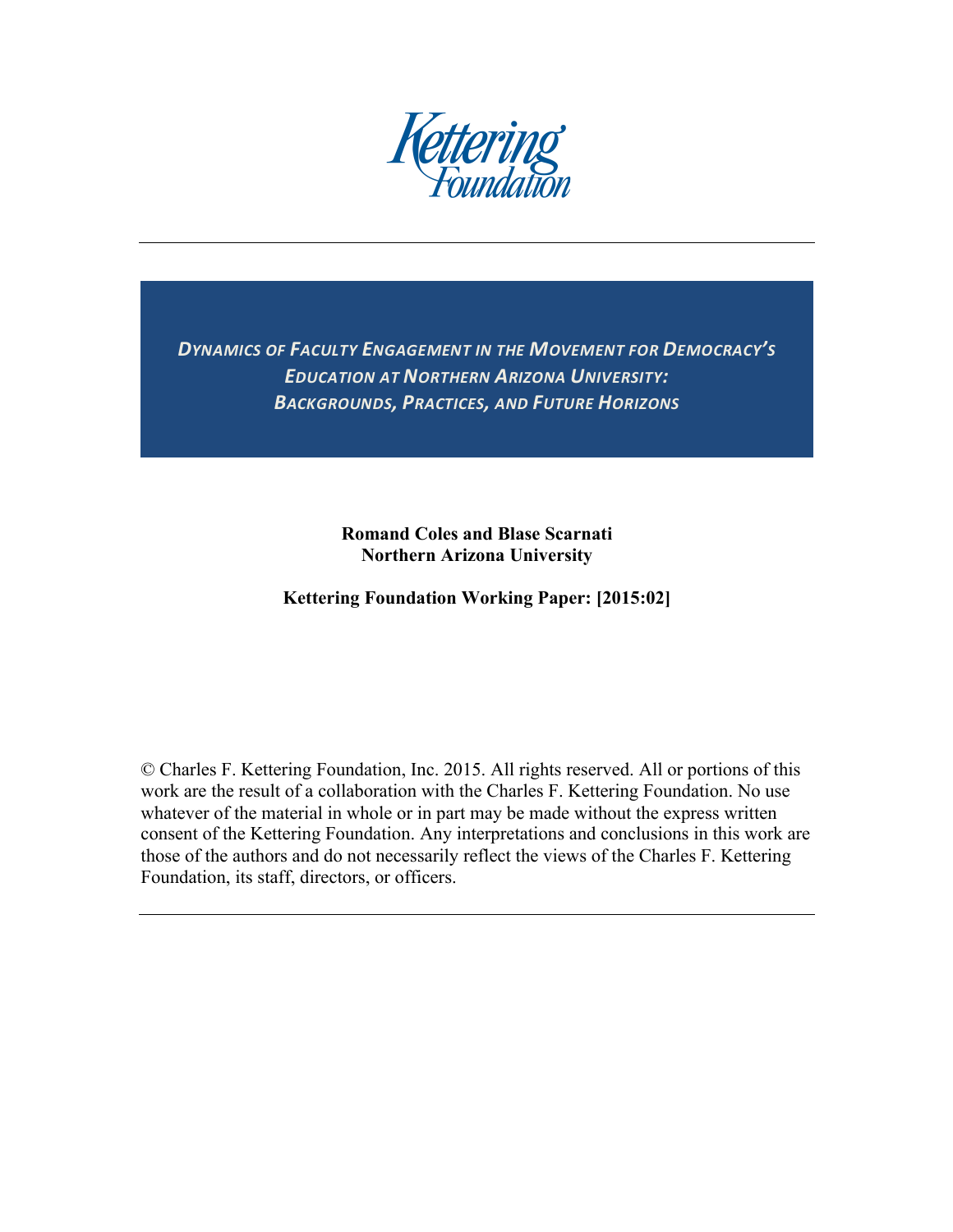Kettering Foundation

# *Dynamics of Faculty Engagement in the Movement for Democracy's Education at Northern Arizona University: Backgrounds, Practices, and Future Horizons*

**Romand Coles and Blase Scarnati**
**Northern Arizona University**

**Kettering Foundation Working Paper: [2015:02]**

© Charles F. Kettering Foundation, Inc. 2015. All rights reserved. All or portions of this work are the result of a collaboration with the Charles F. Kettering Foundation. No use whatever of the material in whole or in part may be made without the express written consent of the Kettering Foundation. Any interpretations and conclusions in this work are those of the authors and do not necessarily reflect the views of the Charles F. Kettering Foundation, its staff, directors, or officers.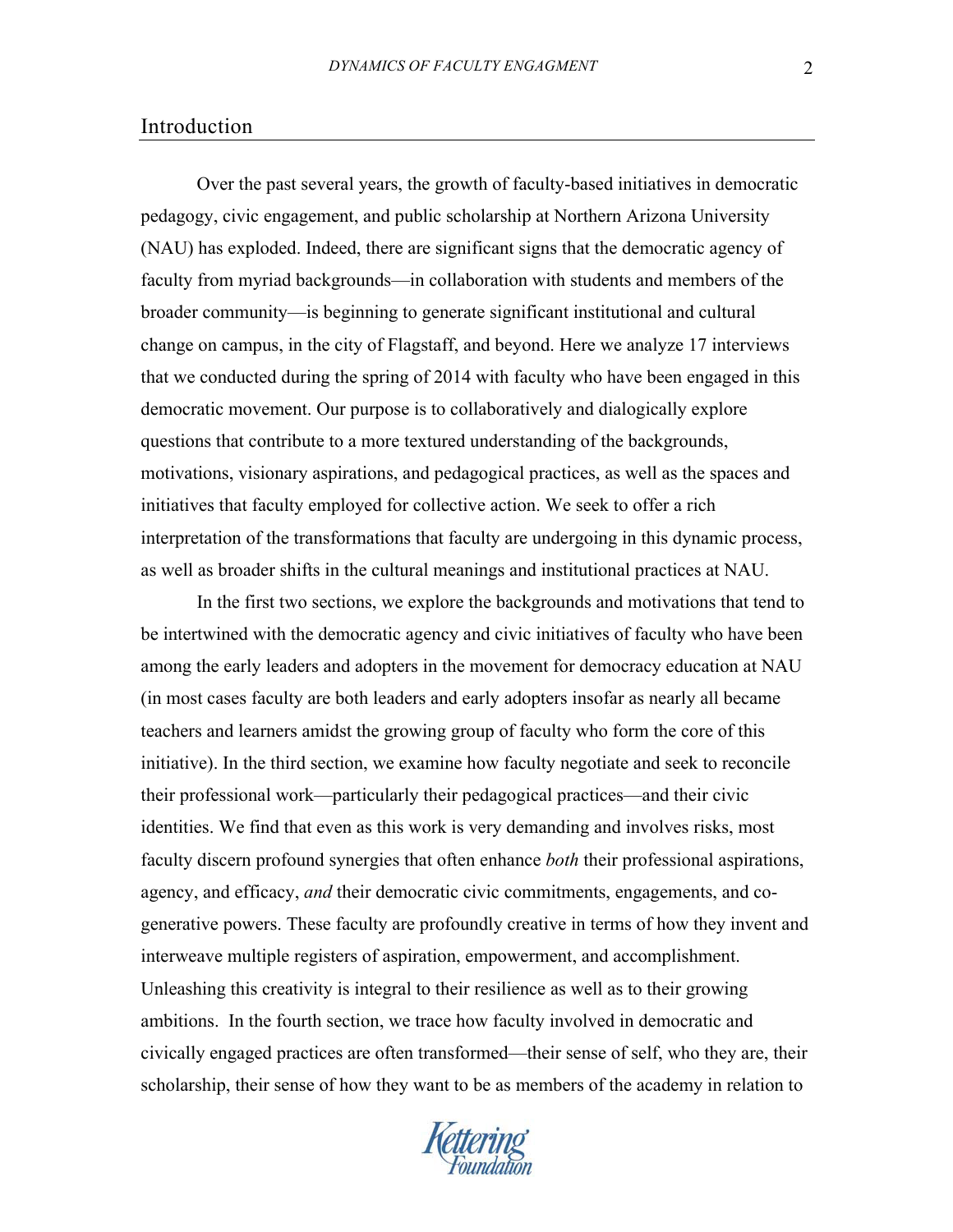## Introduction

Over the past several years, the growth of faculty-based initiatives in democratic pedagogy, civic engagement, and public scholarship at Northern Arizona University (NAU) has exploded. Indeed, there are significant signs that the democratic agency of faculty from myriad backgrounds—in collaboration with students and members of the broader community—is beginning to generate significant institutional and cultural change on campus, in the city of Flagstaff, and beyond. Here we analyze 17 interviews that we conducted during the spring of 2014 with faculty who have been engaged in this democratic movement. Our purpose is to collaboratively and dialogically explore questions that contribute to a more textured understanding of the backgrounds, motivations, visionary aspirations, and pedagogical practices, as well as the spaces and initiatives that faculty employed for collective action. We seek to offer a rich interpretation of the transformations that faculty are undergoing in this dynamic process, as well as broader shifts in the cultural meanings and institutional practices at NAU.

In the first two sections, we explore the backgrounds and motivations that tend to be intertwined with the democratic agency and civic initiatives of faculty who have been among the early leaders and adopters in the movement for democracy education at NAU (in most cases faculty are both leaders and early adopters insofar as nearly all became teachers and learners amidst the growing group of faculty who form the core of this initiative). In the third section, we examine how faculty negotiate and seek to reconcile their professional work—particularly their pedagogical practices—and their civic identities. We find that even as this work is very demanding and involves risks, most faculty discern profound synergies that often enhance *both* their professional aspirations, agency, and efficacy, *and* their democratic civic commitments, engagements, and co-generative powers. These faculty are profoundly creative in terms of how they invent and interweave multiple registers of aspiration, empowerment, and accomplishment. Unleashing this creativity is integral to their resilience as well as to their growing ambitions. In the fourth section, we trace how faculty involved in democratic and civically engaged practices are often transformed—their sense of self, who they are, their scholarship, their sense of how they want to be as members of the academy in relation to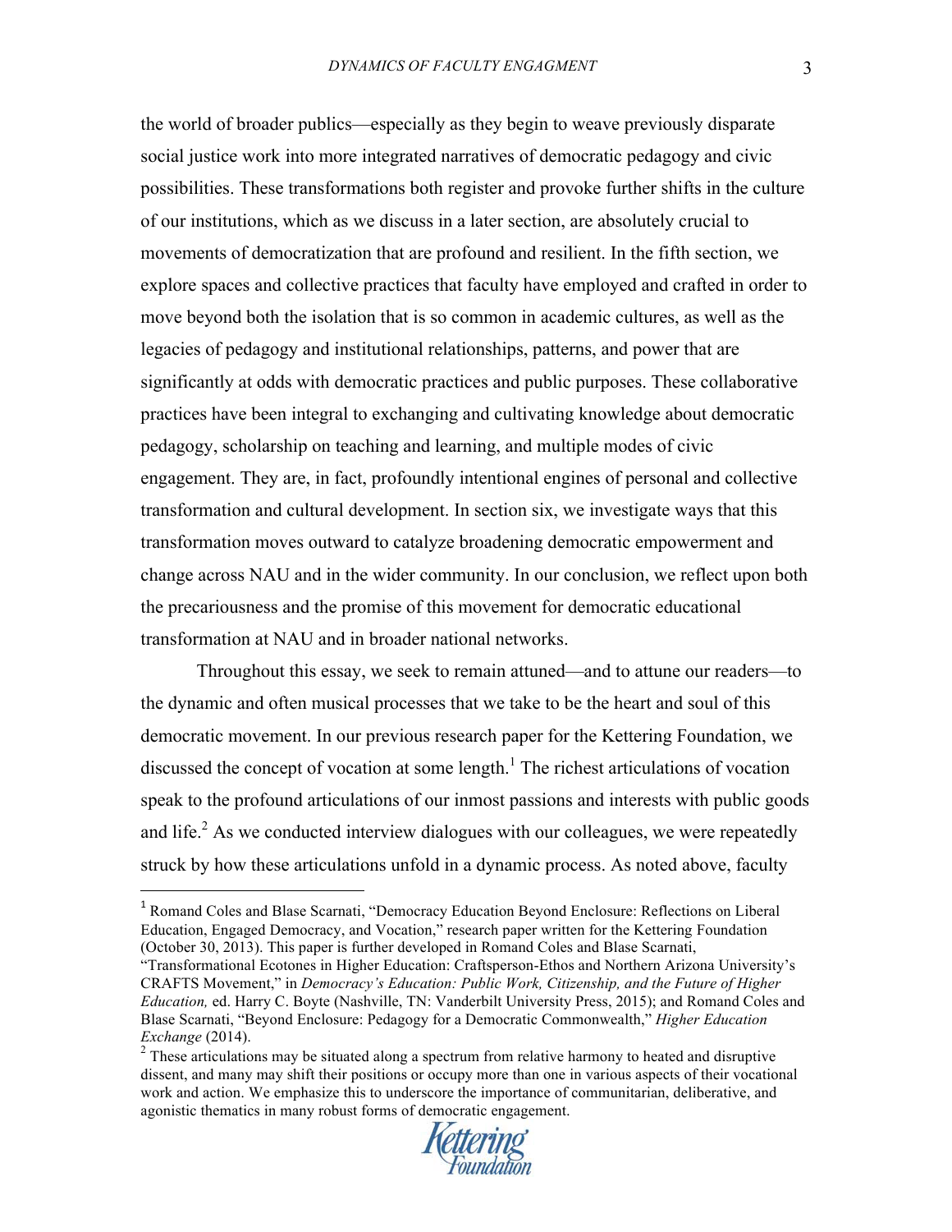the world of broader publics—especially as they begin to weave previously disparate social justice work into more integrated narratives of democratic pedagogy and civic possibilities. These transformations both register and provoke further shifts in the culture of our institutions, which as we discuss in a later section, are absolutely crucial to movements of democratization that are profound and resilient. In the fifth section, we explore spaces and collective practices that faculty have employed and crafted in order to move beyond both the isolation that is so common in academic cultures, as well as the legacies of pedagogy and institutional relationships, patterns, and power that are significantly at odds with democratic practices and public purposes. These collaborative practices have been integral to exchanging and cultivating knowledge about democratic pedagogy, scholarship on teaching and learning, and multiple modes of civic engagement. They are, in fact, profoundly intentional engines of personal and collective transformation and cultural development. In section six, we investigate ways that this transformation moves outward to catalyze broadening democratic empowerment and change across NAU and in the wider community. In our conclusion, we reflect upon both the precariousness and the promise of this movement for democratic educational transformation at NAU and in broader national networks.

Throughout this essay, we seek to remain attuned—and to attune our readers—to the dynamic and often musical processes that we take to be the heart and soul of this democratic movement. In our previous research paper for the Kettering Foundation, we discussed the concept of vocation at some length.[1] The richest articulations of vocation speak to the profound articulations of our inmost passions and interests with public goods and life.[2] As we conducted interview dialogues with our colleagues, we were repeatedly struck by how these articulations unfold in a dynamic process. As noted above, faculty

[1] Romand Coles and Blase Scarnati, "Democracy Education Beyond Enclosure: Reflections on Liberal Education, Engaged Democracy, and Vocation," research paper written for the Kettering Foundation (October 30, 2013). This paper is further developed in Romand Coles and Blase Scarnati, "Transformational Ecotones in Higher Education: Craftsperson-Ethos and Northern Arizona University's CRAFTS Movement," in *Democracy's Education: Public Work, Citizenship, and the Future of Higher Education,* ed. Harry C. Boyte (Nashville, TN: Vanderbilt University Press, 2015); and Romand Coles and Blase Scarnati, "Beyond Enclosure: Pedagogy for a Democratic Commonwealth," *Higher Education Exchange* (2014).

[2] These articulations may be situated along a spectrum from relative harmony to heated and disruptive dissent, and many may shift their positions or occupy more than one in various aspects of their vocational work and action. We emphasize this to underscore the importance of communitarian, deliberative, and agonistic thematics in many robust forms of democratic engagement.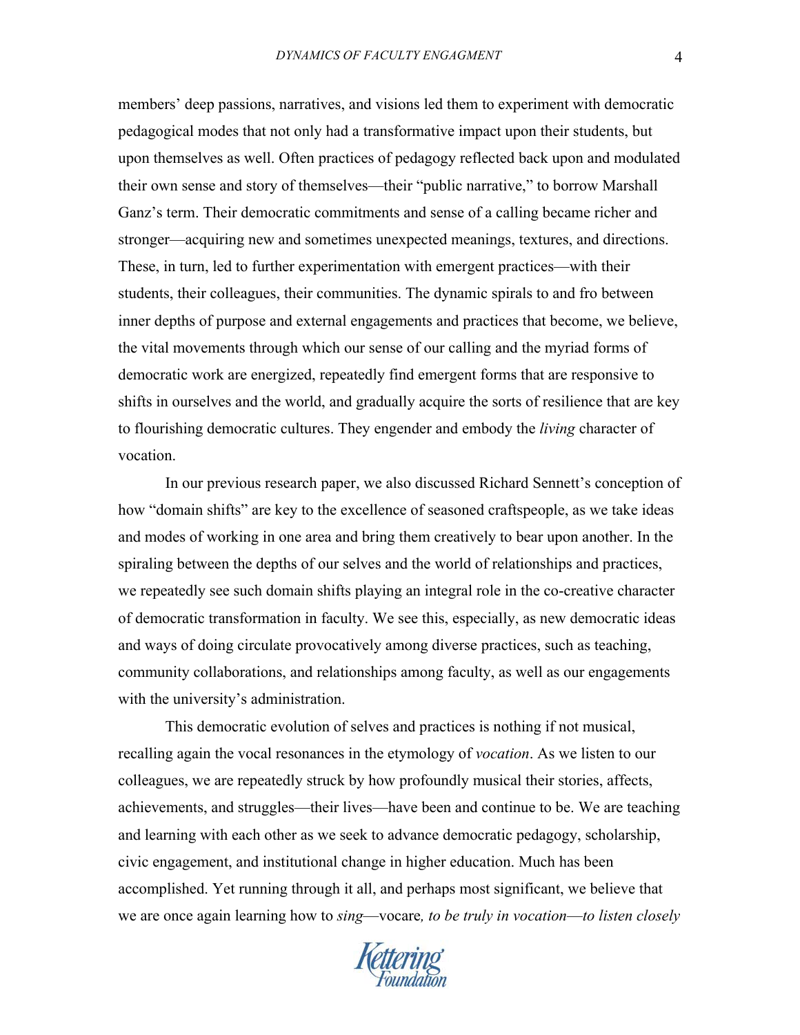members' deep passions, narratives, and visions led them to experiment with democratic pedagogical modes that not only had a transformative impact upon their students, but upon themselves as well. Often practices of pedagogy reflected back upon and modulated their own sense and story of themselves—their "public narrative," to borrow Marshall Ganz's term. Their democratic commitments and sense of a calling became richer and stronger—acquiring new and sometimes unexpected meanings, textures, and directions. These, in turn, led to further experimentation with emergent practices—with their students, their colleagues, their communities. The dynamic spirals to and fro between inner depths of purpose and external engagements and practices that become, we believe, the vital movements through which our sense of our calling and the myriad forms of democratic work are energized, repeatedly find emergent forms that are responsive to shifts in ourselves and the world, and gradually acquire the sorts of resilience that are key to flourishing democratic cultures. They engender and embody the *living* character of vocation.

In our previous research paper, we also discussed Richard Sennett's conception of how "domain shifts" are key to the excellence of seasoned craftspeople, as we take ideas and modes of working in one area and bring them creatively to bear upon another. In the spiraling between the depths of our selves and the world of relationships and practices, we repeatedly see such domain shifts playing an integral role in the co-creative character of democratic transformation in faculty. We see this, especially, as new democratic ideas and ways of doing circulate provocatively among diverse practices, such as teaching, community collaborations, and relationships among faculty, as well as our engagements with the university's administration.

This democratic evolution of selves and practices is nothing if not musical, recalling again the vocal resonances in the etymology of *vocation*. As we listen to our colleagues, we are repeatedly struck by how profoundly musical their stories, affects, achievements, and struggles—their lives—have been and continue to be. We are teaching and learning with each other as we seek to advance democratic pedagogy, scholarship, civic engagement, and institutional change in higher education. Much has been accomplished. Yet running through it all, and perhaps most significant, we believe that we are once again learning how to *sing*—vocare*, to be truly in vocation—to listen closely*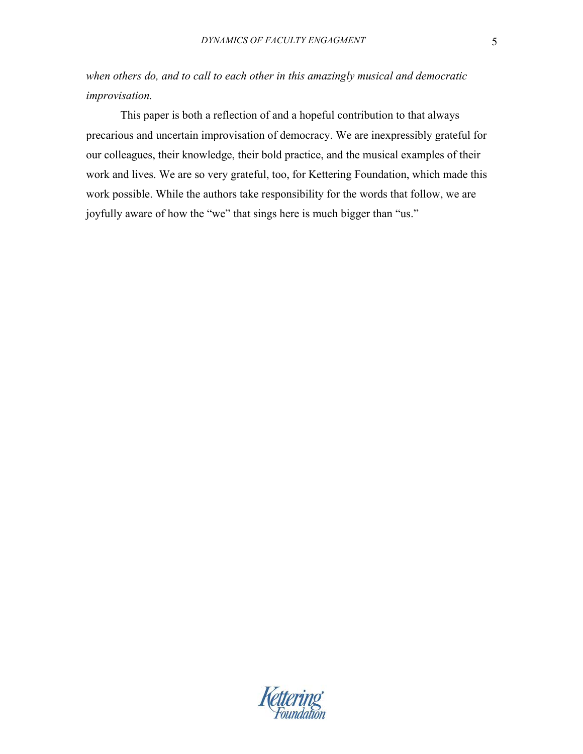*when others do, and to call to each other in this amazingly musical and democratic improvisation.*

This paper is both a reflection of and a hopeful contribution to that always precarious and uncertain improvisation of democracy. We are inexpressibly grateful for our colleagues, their knowledge, their bold practice, and the musical examples of their work and lives. We are so very grateful, too, for Kettering Foundation, which made this work possible. While the authors take responsibility for the words that follow, we are joyfully aware of how the "we" that sings here is much bigger than "us."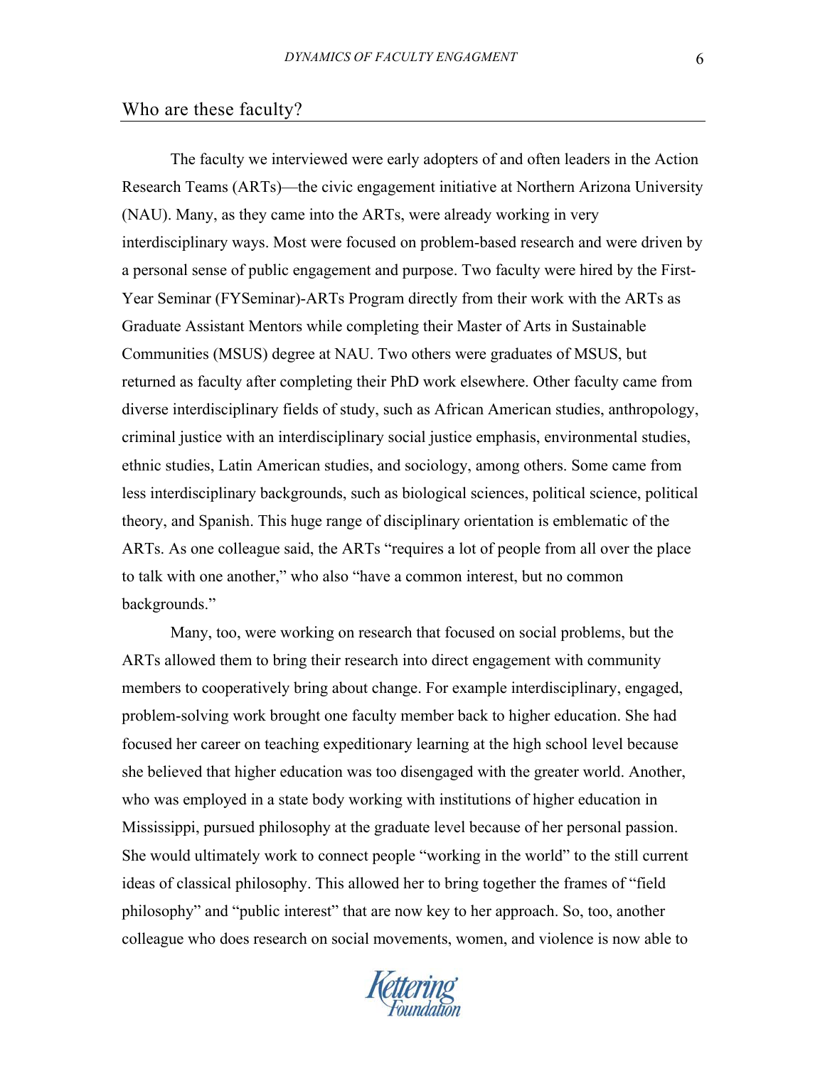## Who are these faculty?

The faculty we interviewed were early adopters of and often leaders in the Action Research Teams (ARTs)—the civic engagement initiative at Northern Arizona University (NAU). Many, as they came into the ARTs, were already working in very interdisciplinary ways. Most were focused on problem-based research and were driven by a personal sense of public engagement and purpose. Two faculty were hired by the First-Year Seminar (FYSeminar)-ARTs Program directly from their work with the ARTs as Graduate Assistant Mentors while completing their Master of Arts in Sustainable Communities (MSUS) degree at NAU. Two others were graduates of MSUS, but returned as faculty after completing their PhD work elsewhere. Other faculty came from diverse interdisciplinary fields of study, such as African American studies, anthropology, criminal justice with an interdisciplinary social justice emphasis, environmental studies, ethnic studies, Latin American studies, and sociology, among others. Some came from less interdisciplinary backgrounds, such as biological sciences, political science, political theory, and Spanish. This huge range of disciplinary orientation is emblematic of the ARTs. As one colleague said, the ARTs "requires a lot of people from all over the place to talk with one another," who also "have a common interest, but no common backgrounds."

Many, too, were working on research that focused on social problems, but the ARTs allowed them to bring their research into direct engagement with community members to cooperatively bring about change. For example interdisciplinary, engaged, problem-solving work brought one faculty member back to higher education. She had focused her career on teaching expeditionary learning at the high school level because she believed that higher education was too disengaged with the greater world. Another, who was employed in a state body working with institutions of higher education in Mississippi, pursued philosophy at the graduate level because of her personal passion. She would ultimately work to connect people "working in the world" to the still current ideas of classical philosophy. This allowed her to bring together the frames of "field philosophy" and "public interest" that are now key to her approach. So, too, another colleague who does research on social movements, women, and violence is now able to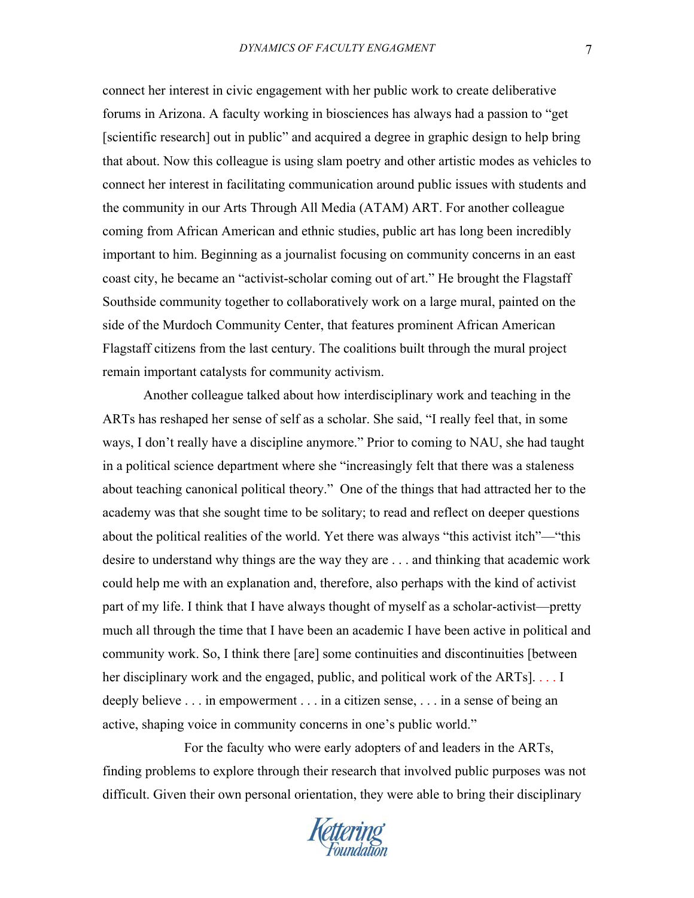connect her interest in civic engagement with her public work to create deliberative forums in Arizona. A faculty working in biosciences has always had a passion to "get [scientific research] out in public" and acquired a degree in graphic design to help bring that about. Now this colleague is using slam poetry and other artistic modes as vehicles to connect her interest in facilitating communication around public issues with students and the community in our Arts Through All Media (ATAM) ART. For another colleague coming from African American and ethnic studies, public art has long been incredibly important to him. Beginning as a journalist focusing on community concerns in an east coast city, he became an "activist-scholar coming out of art." He brought the Flagstaff Southside community together to collaboratively work on a large mural, painted on the side of the Murdoch Community Center, that features prominent African American Flagstaff citizens from the last century. The coalitions built through the mural project remain important catalysts for community activism.

Another colleague talked about how interdisciplinary work and teaching in the ARTs has reshaped her sense of self as a scholar. She said, "I really feel that, in some ways, I don't really have a discipline anymore." Prior to coming to NAU, she had taught in a political science department where she "increasingly felt that there was a staleness about teaching canonical political theory." One of the things that had attracted her to the academy was that she sought time to be solitary; to read and reflect on deeper questions about the political realities of the world. Yet there was always "this activist itch"—"this desire to understand why things are the way they are . . . and thinking that academic work could help me with an explanation and, therefore, also perhaps with the kind of activist part of my life. I think that I have always thought of myself as a scholar-activist—pretty much all through the time that I have been an academic I have been active in political and community work. So, I think there [are] some continuities and discontinuities [between her disciplinary work and the engaged, public, and political work of the ARTs]. . . . I deeply believe . . . in empowerment . . . in a citizen sense, . . . in a sense of being an active, shaping voice in community concerns in one's public world."

For the faculty who were early adopters of and leaders in the ARTs, finding problems to explore through their research that involved public purposes was not difficult. Given their own personal orientation, they were able to bring their disciplinary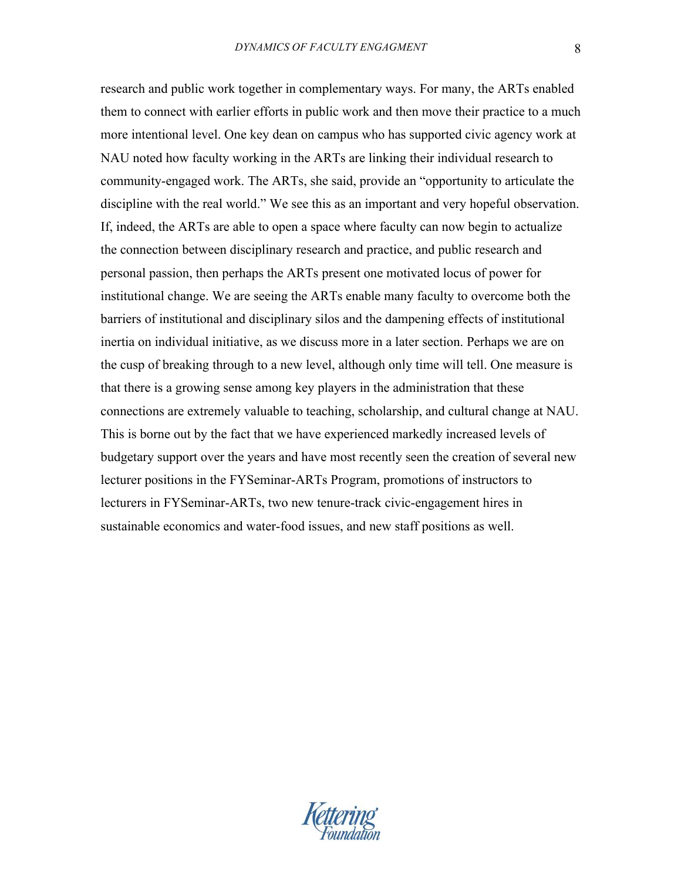research and public work together in complementary ways. For many, the ARTs enabled them to connect with earlier efforts in public work and then move their practice to a much more intentional level. One key dean on campus who has supported civic agency work at NAU noted how faculty working in the ARTs are linking their individual research to community-engaged work. The ARTs, she said, provide an "opportunity to articulate the discipline with the real world." We see this as an important and very hopeful observation. If, indeed, the ARTs are able to open a space where faculty can now begin to actualize the connection between disciplinary research and practice, and public research and personal passion, then perhaps the ARTs present one motivated locus of power for institutional change. We are seeing the ARTs enable many faculty to overcome both the barriers of institutional and disciplinary silos and the dampening effects of institutional inertia on individual initiative, as we discuss more in a later section. Perhaps we are on the cusp of breaking through to a new level, although only time will tell. One measure is that there is a growing sense among key players in the administration that these connections are extremely valuable to teaching, scholarship, and cultural change at NAU. This is borne out by the fact that we have experienced markedly increased levels of budgetary support over the years and have most recently seen the creation of several new lecturer positions in the FYSeminar-ARTs Program, promotions of instructors to lecturers in FYSeminar-ARTs, two new tenure-track civic-engagement hires in sustainable economics and water-food issues, and new staff positions as well.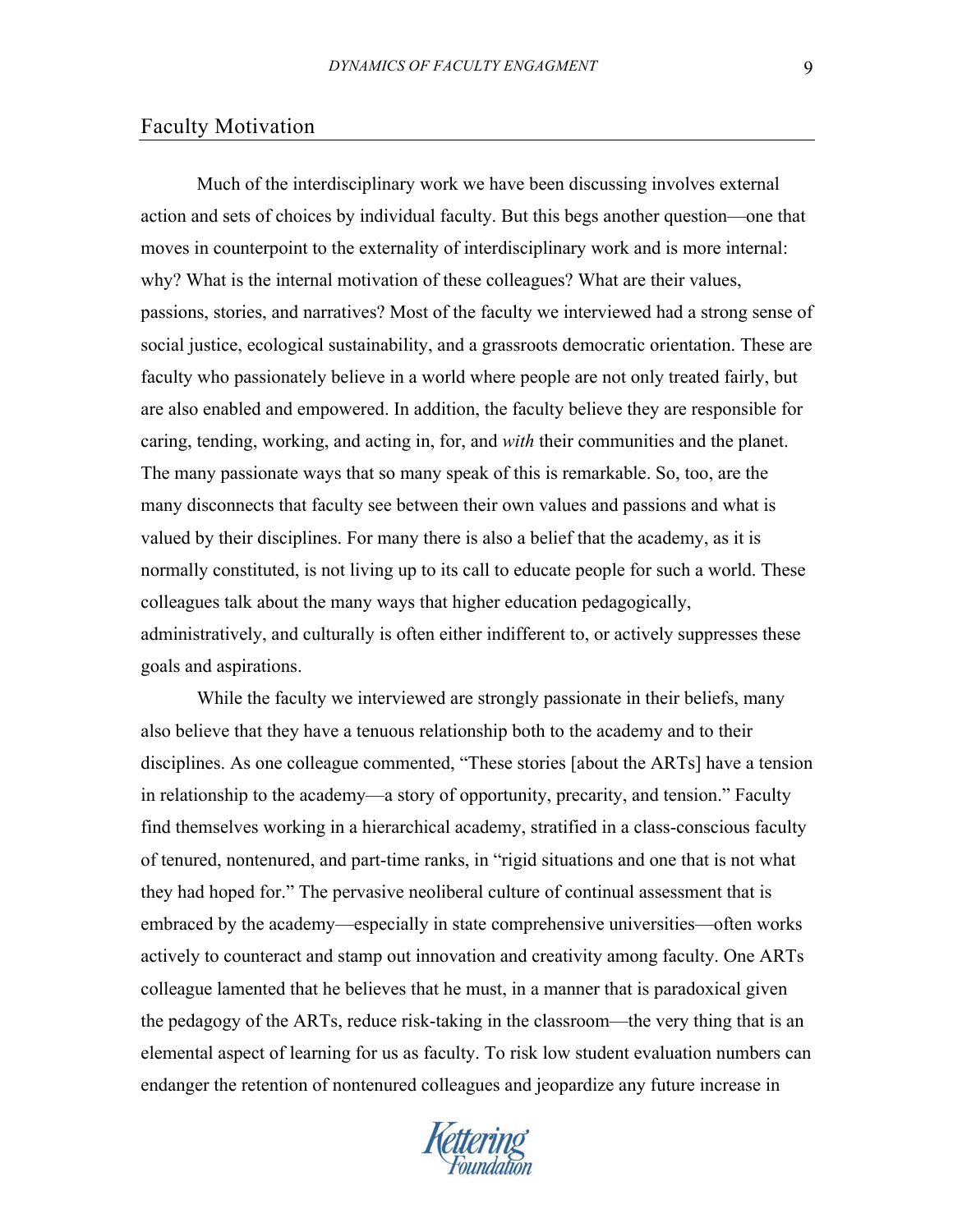## Faculty Motivation

Much of the interdisciplinary work we have been discussing involves external action and sets of choices by individual faculty. But this begs another question—one that moves in counterpoint to the externality of interdisciplinary work and is more internal: why? What is the internal motivation of these colleagues? What are their values, passions, stories, and narratives? Most of the faculty we interviewed had a strong sense of social justice, ecological sustainability, and a grassroots democratic orientation. These are faculty who passionately believe in a world where people are not only treated fairly, but are also enabled and empowered. In addition, the faculty believe they are responsible for caring, tending, working, and acting in, for, and *with* their communities and the planet. The many passionate ways that so many speak of this is remarkable. So, too, are the many disconnects that faculty see between their own values and passions and what is valued by their disciplines. For many there is also a belief that the academy, as it is normally constituted, is not living up to its call to educate people for such a world. These colleagues talk about the many ways that higher education pedagogically, administratively, and culturally is often either indifferent to, or actively suppresses these goals and aspirations.

While the faculty we interviewed are strongly passionate in their beliefs, many also believe that they have a tenuous relationship both to the academy and to their disciplines. As one colleague commented, "These stories [about the ARTs] have a tension in relationship to the academy—a story of opportunity, precarity, and tension." Faculty find themselves working in a hierarchical academy, stratified in a class-conscious faculty of tenured, nontenured, and part-time ranks, in "rigid situations and one that is not what they had hoped for." The pervasive neoliberal culture of continual assessment that is embraced by the academy—especially in state comprehensive universities—often works actively to counteract and stamp out innovation and creativity among faculty. One ARTs colleague lamented that he believes that he must, in a manner that is paradoxical given the pedagogy of the ARTs, reduce risk-taking in the classroom—the very thing that is an elemental aspect of learning for us as faculty. To risk low student evaluation numbers can endanger the retention of nontenured colleagues and jeopardize any future increase in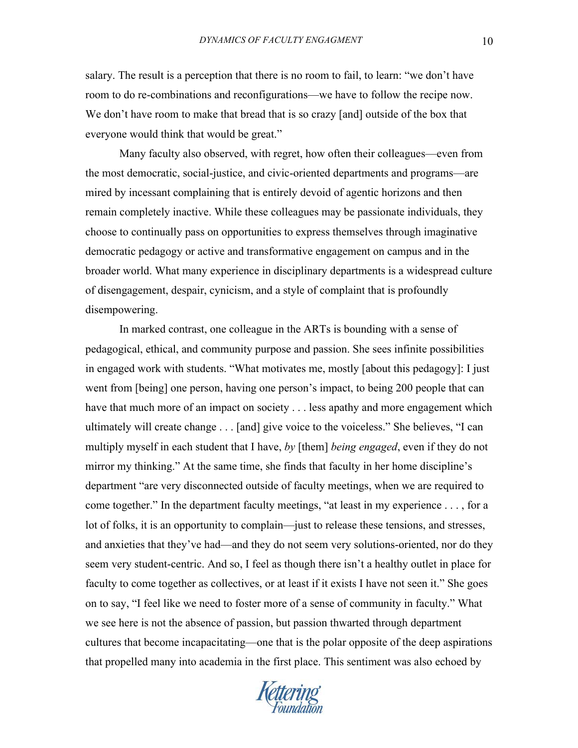salary. The result is a perception that there is no room to fail, to learn: "we don't have room to do re-combinations and reconfigurations—we have to follow the recipe now. We don't have room to make that bread that is so crazy [and] outside of the box that everyone would think that would be great."

Many faculty also observed, with regret, how often their colleagues—even from the most democratic, social-justice, and civic-oriented departments and programs—are mired by incessant complaining that is entirely devoid of agentic horizons and then remain completely inactive. While these colleagues may be passionate individuals, they choose to continually pass on opportunities to express themselves through imaginative democratic pedagogy or active and transformative engagement on campus and in the broader world. What many experience in disciplinary departments is a widespread culture of disengagement, despair, cynicism, and a style of complaint that is profoundly disempowering.

In marked contrast, one colleague in the ARTs is bounding with a sense of pedagogical, ethical, and community purpose and passion. She sees infinite possibilities in engaged work with students. "What motivates me, mostly [about this pedagogy]: I just went from [being] one person, having one person's impact, to being 200 people that can have that much more of an impact on society . . . less apathy and more engagement which ultimately will create change . . . [and] give voice to the voiceless." She believes, "I can multiply myself in each student that I have, *by* [them] *being engaged*, even if they do not mirror my thinking." At the same time, she finds that faculty in her home discipline's department "are very disconnected outside of faculty meetings, when we are required to come together." In the department faculty meetings, "at least in my experience . . . , for a lot of folks, it is an opportunity to complain—just to release these tensions, and stresses, and anxieties that they've had—and they do not seem very solutions-oriented, nor do they seem very student-centric. And so, I feel as though there isn't a healthy outlet in place for faculty to come together as collectives, or at least if it exists I have not seen it." She goes on to say, "I feel like we need to foster more of a sense of community in faculty." What we see here is not the absence of passion, but passion thwarted through department cultures that become incapacitating—one that is the polar opposite of the deep aspirations that propelled many into academia in the first place. This sentiment was also echoed by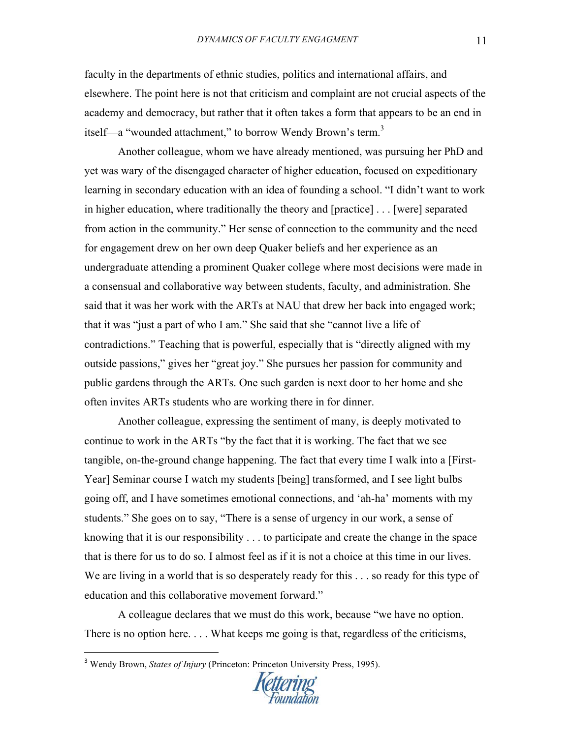faculty in the departments of ethnic studies, politics and international affairs, and elsewhere. The point here is not that criticism and complaint are not crucial aspects of the academy and democracy, but rather that it often takes a form that appears to be an end in itself—a "wounded attachment," to borrow Wendy Brown's term.[3]

Another colleague, whom we have already mentioned, was pursuing her PhD and yet was wary of the disengaged character of higher education, focused on expeditionary learning in secondary education with an idea of founding a school. "I didn't want to work in higher education, where traditionally the theory and [practice] . . . [were] separated from action in the community." Her sense of connection to the community and the need for engagement drew on her own deep Quaker beliefs and her experience as an undergraduate attending a prominent Quaker college where most decisions were made in a consensual and collaborative way between students, faculty, and administration. She said that it was her work with the ARTs at NAU that drew her back into engaged work; that it was "just a part of who I am." She said that she "cannot live a life of contradictions." Teaching that is powerful, especially that is "directly aligned with my outside passions," gives her "great joy." She pursues her passion for community and public gardens through the ARTs. One such garden is next door to her home and she often invites ARTs students who are working there in for dinner.

Another colleague, expressing the sentiment of many, is deeply motivated to continue to work in the ARTs "by the fact that it is working. The fact that we see tangible, on-the-ground change happening. The fact that every time I walk into a [First-Year] Seminar course I watch my students [being] transformed, and I see light bulbs going off, and I have sometimes emotional connections, and 'ah-ha' moments with my students." She goes on to say, "There is a sense of urgency in our work, a sense of knowing that it is our responsibility . . . to participate and create the change in the space that is there for us to do so. I almost feel as if it is not a choice at this time in our lives. We are living in a world that is so desperately ready for this . . . so ready for this type of education and this collaborative movement forward."

A colleague declares that we must do this work, because "we have no option. There is no option here. . . . What keeps me going is that, regardless of the criticisms,

[3] Wendy Brown, *States of Injury* (Princeton: Princeton University Press, 1995).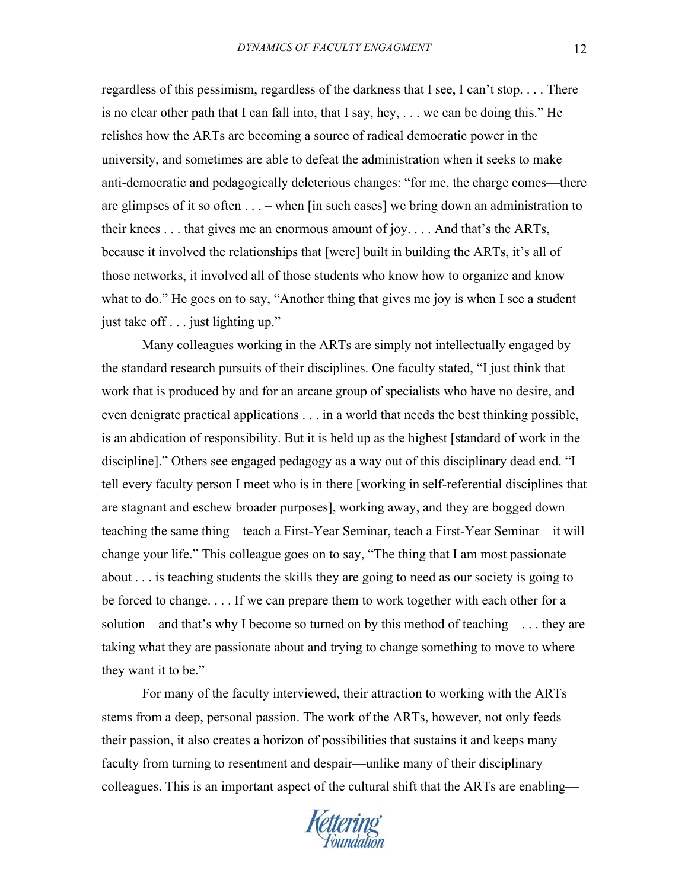regardless of this pessimism, regardless of the darkness that I see, I can't stop. . . . There is no clear other path that I can fall into, that I say, hey, . . . we can be doing this." He relishes how the ARTs are becoming a source of radical democratic power in the university, and sometimes are able to defeat the administration when it seeks to make anti-democratic and pedagogically deleterious changes: "for me, the charge comes—there are glimpses of it so often . . . – when [in such cases] we bring down an administration to their knees . . . that gives me an enormous amount of joy. . . . And that's the ARTs, because it involved the relationships that [were] built in building the ARTs, it's all of those networks, it involved all of those students who know how to organize and know what to do." He goes on to say, "Another thing that gives me joy is when I see a student just take off . . . just lighting up."

Many colleagues working in the ARTs are simply not intellectually engaged by the standard research pursuits of their disciplines. One faculty stated, "I just think that work that is produced by and for an arcane group of specialists who have no desire, and even denigrate practical applications . . . in a world that needs the best thinking possible, is an abdication of responsibility. But it is held up as the highest [standard of work in the discipline]." Others see engaged pedagogy as a way out of this disciplinary dead end. "I tell every faculty person I meet who is in there [working in self-referential disciplines that are stagnant and eschew broader purposes], working away, and they are bogged down teaching the same thing—teach a First-Year Seminar, teach a First-Year Seminar—it will change your life." This colleague goes on to say, "The thing that I am most passionate about . . . is teaching students the skills they are going to need as our society is going to be forced to change. . . . If we can prepare them to work together with each other for a solution—and that's why I become so turned on by this method of teaching—. . . they are taking what they are passionate about and trying to change something to move to where they want it to be."

For many of the faculty interviewed, their attraction to working with the ARTs stems from a deep, personal passion. The work of the ARTs, however, not only feeds their passion, it also creates a horizon of possibilities that sustains it and keeps many faculty from turning to resentment and despair—unlike many of their disciplinary colleagues. This is an important aspect of the cultural shift that the ARTs are enabling—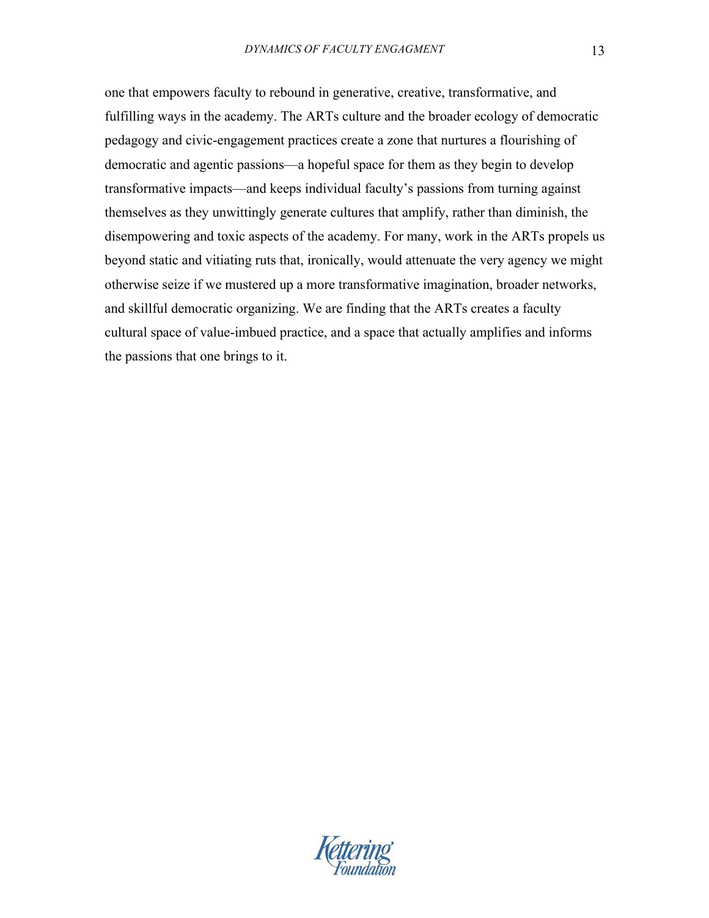one that empowers faculty to rebound in generative, creative, transformative, and fulfilling ways in the academy. The ARTs culture and the broader ecology of democratic pedagogy and civic-engagement practices create a zone that nurtures a flourishing of democratic and agentic passions—a hopeful space for them as they begin to develop transformative impacts—and keeps individual faculty's passions from turning against themselves as they unwittingly generate cultures that amplify, rather than diminish, the disempowering and toxic aspects of the academy. For many, work in the ARTs propels us beyond static and vitiating ruts that, ironically, would attenuate the very agency we might otherwise seize if we mustered up a more transformative imagination, broader networks, and skillful democratic organizing. We are finding that the ARTs creates a faculty cultural space of value-imbued practice, and a space that actually amplifies and informs the passions that one brings to it.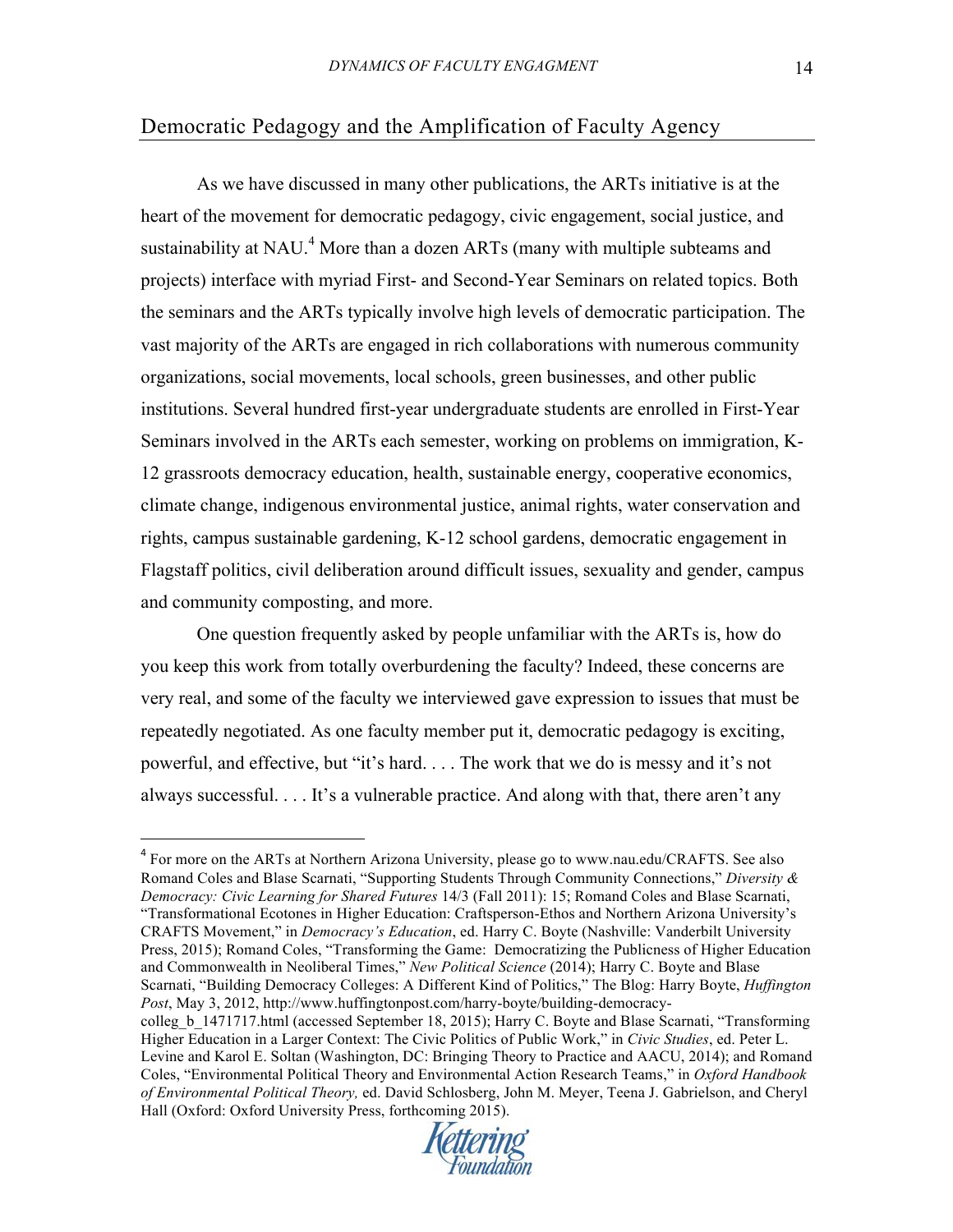## Democratic Pedagogy and the Amplification of Faculty Agency

As we have discussed in many other publications, the ARTs initiative is at the heart of the movement for democratic pedagogy, civic engagement, social justice, and sustainability at NAU.[4] More than a dozen ARTs (many with multiple subteams and projects) interface with myriad First- and Second-Year Seminars on related topics. Both the seminars and the ARTs typically involve high levels of democratic participation. The vast majority of the ARTs are engaged in rich collaborations with numerous community organizations, social movements, local schools, green businesses, and other public institutions. Several hundred first-year undergraduate students are enrolled in First-Year Seminars involved in the ARTs each semester, working on problems on immigration, K-12 grassroots democracy education, health, sustainable energy, cooperative economics, climate change, indigenous environmental justice, animal rights, water conservation and rights, campus sustainable gardening, K-12 school gardens, democratic engagement in Flagstaff politics, civil deliberation around difficult issues, sexuality and gender, campus and community composting, and more.

One question frequently asked by people unfamiliar with the ARTs is, how do you keep this work from totally overburdening the faculty? Indeed, these concerns are very real, and some of the faculty we interviewed gave expression to issues that must be repeatedly negotiated. As one faculty member put it, democratic pedagogy is exciting, powerful, and effective, but "it's hard. . . . The work that we do is messy and it's not always successful. . . . It's a vulnerable practice. And along with that, there aren't any

---

[4] For more on the ARTs at Northern Arizona University, please go to www.nau.edu/CRAFTS. See also Romand Coles and Blase Scarnati, "Supporting Students Through Community Connections," *Diversity & Democracy: Civic Learning for Shared Futures* 14/3 (Fall 2011): 15; Romand Coles and Blase Scarnati, "Transformational Ecotones in Higher Education: Craftsperson-Ethos and Northern Arizona University's CRAFTS Movement," in *Democracy's Education*, ed. Harry C. Boyte (Nashville: Vanderbilt University Press, 2015); Romand Coles, "Transforming the Game: Democratizing the Publicness of Higher Education and Commonwealth in Neoliberal Times," *New Political Science* (2014); Harry C. Boyte and Blase Scarnati, "Building Democracy Colleges: A Different Kind of Politics," The Blog: Harry Boyte, *Huffington Post*, May 3, 2012, http://www.huffingtonpost.com/harry-boyte/building-democracy-colleg_b_1471717.html (accessed September 18, 2015); Harry C. Boyte and Blase Scarnati, "Transforming Higher Education in a Larger Context: The Civic Politics of Public Work," in *Civic Studies*, ed. Peter L. Levine and Karol E. Soltan (Washington, DC: Bringing Theory to Practice and AACU, 2014); and Romand Coles, "Environmental Political Theory and Environmental Action Research Teams," in *Oxford Handbook of Environmental Political Theory,* ed. David Schlosberg, John M. Meyer, Teena J. Gabrielson, and Cheryl Hall (Oxford: Oxford University Press, forthcoming 2015).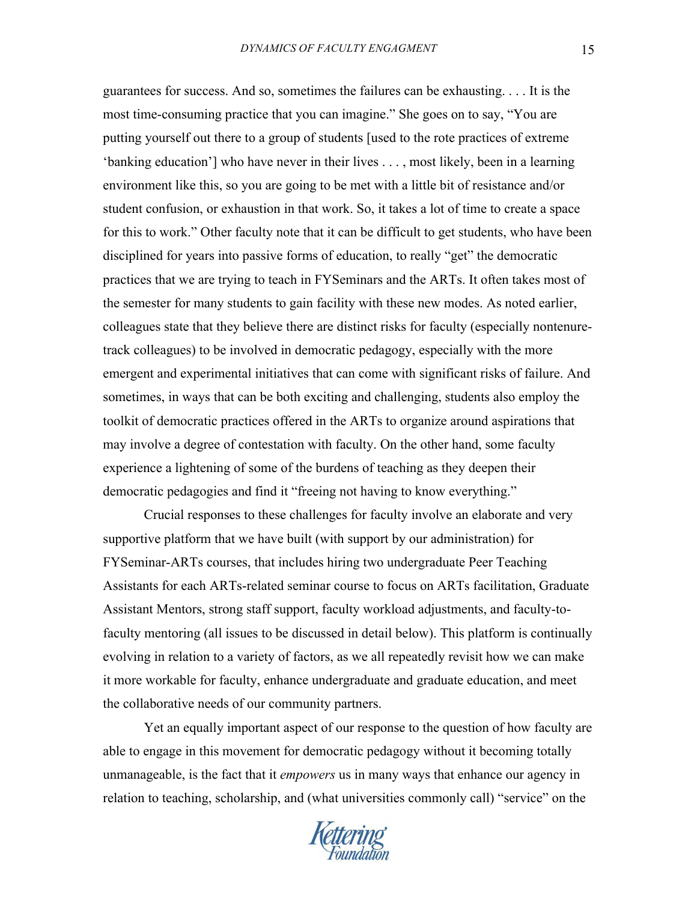guarantees for success. And so, sometimes the failures can be exhausting. . . . It is the most time-consuming practice that you can imagine." She goes on to say, "You are putting yourself out there to a group of students [used to the rote practices of extreme 'banking education'] who have never in their lives . . . , most likely, been in a learning environment like this, so you are going to be met with a little bit of resistance and/or student confusion, or exhaustion in that work. So, it takes a lot of time to create a space for this to work." Other faculty note that it can be difficult to get students, who have been disciplined for years into passive forms of education, to really "get" the democratic practices that we are trying to teach in FYSeminars and the ARTs. It often takes most of the semester for many students to gain facility with these new modes. As noted earlier, colleagues state that they believe there are distinct risks for faculty (especially nontenure-track colleagues) to be involved in democratic pedagogy, especially with the more emergent and experimental initiatives that can come with significant risks of failure. And sometimes, in ways that can be both exciting and challenging, students also employ the toolkit of democratic practices offered in the ARTs to organize around aspirations that may involve a degree of contestation with faculty. On the other hand, some faculty experience a lightening of some of the burdens of teaching as they deepen their democratic pedagogies and find it "freeing not having to know everything."

Crucial responses to these challenges for faculty involve an elaborate and very supportive platform that we have built (with support by our administration) for FYSeminar-ARTs courses, that includes hiring two undergraduate Peer Teaching Assistants for each ARTs-related seminar course to focus on ARTs facilitation, Graduate Assistant Mentors, strong staff support, faculty workload adjustments, and faculty-to-faculty mentoring (all issues to be discussed in detail below). This platform is continually evolving in relation to a variety of factors, as we all repeatedly revisit how we can make it more workable for faculty, enhance undergraduate and graduate education, and meet the collaborative needs of our community partners.

Yet an equally important aspect of our response to the question of how faculty are able to engage in this movement for democratic pedagogy without it becoming totally unmanageable, is the fact that it *empowers* us in many ways that enhance our agency in relation to teaching, scholarship, and (what universities commonly call) "service" on the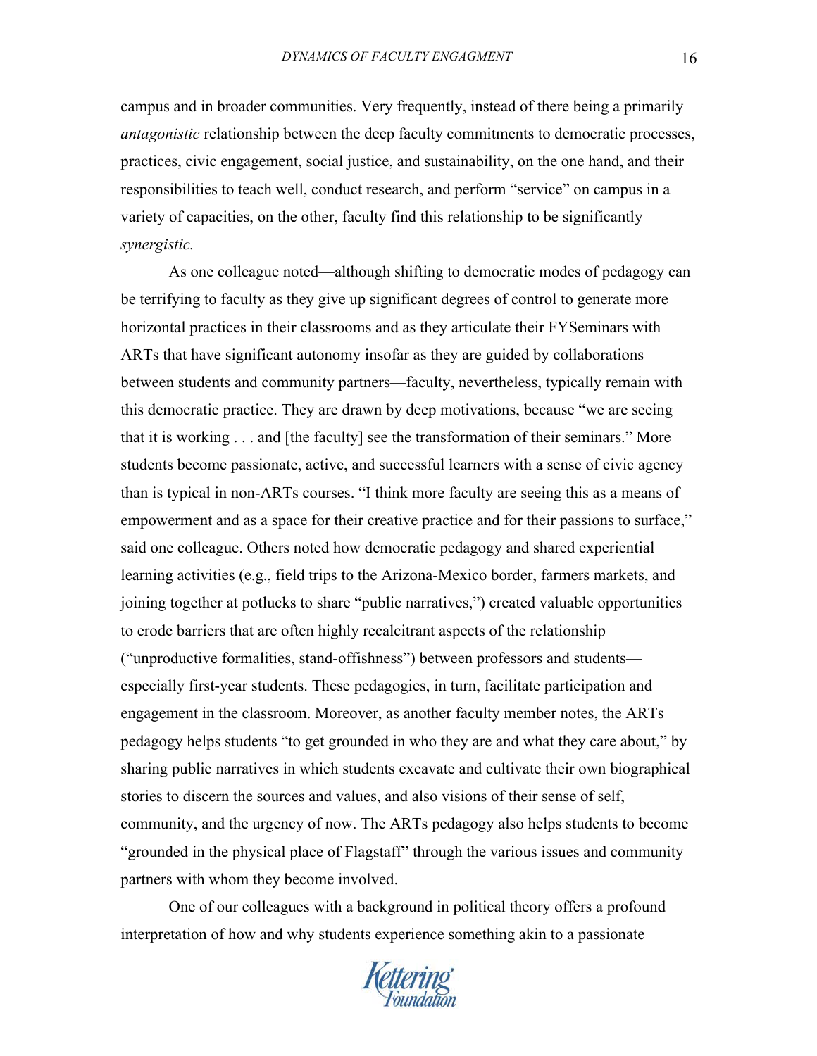campus and in broader communities. Very frequently, instead of there being a primarily *antagonistic* relationship between the deep faculty commitments to democratic processes, practices, civic engagement, social justice, and sustainability, on the one hand, and their responsibilities to teach well, conduct research, and perform "service" on campus in a variety of capacities, on the other, faculty find this relationship to be significantly *synergistic.*

As one colleague noted—although shifting to democratic modes of pedagogy can be terrifying to faculty as they give up significant degrees of control to generate more horizontal practices in their classrooms and as they articulate their FYSeminars with ARTs that have significant autonomy insofar as they are guided by collaborations between students and community partners—faculty, nevertheless, typically remain with this democratic practice. They are drawn by deep motivations, because "we are seeing that it is working . . . and [the faculty] see the transformation of their seminars." More students become passionate, active, and successful learners with a sense of civic agency than is typical in non-ARTs courses. "I think more faculty are seeing this as a means of empowerment and as a space for their creative practice and for their passions to surface," said one colleague. Others noted how democratic pedagogy and shared experiential learning activities (e.g., field trips to the Arizona-Mexico border, farmers markets, and joining together at potlucks to share "public narratives,") created valuable opportunities to erode barriers that are often highly recalcitrant aspects of the relationship ("unproductive formalities, stand-offishness") between professors and students—especially first-year students. These pedagogies, in turn, facilitate participation and engagement in the classroom. Moreover, as another faculty member notes, the ARTs pedagogy helps students "to get grounded in who they are and what they care about," by sharing public narratives in which students excavate and cultivate their own biographical stories to discern the sources and values, and also visions of their sense of self, community, and the urgency of now. The ARTs pedagogy also helps students to become "grounded in the physical place of Flagstaff" through the various issues and community partners with whom they become involved.

One of our colleagues with a background in political theory offers a profound interpretation of how and why students experience something akin to a passionate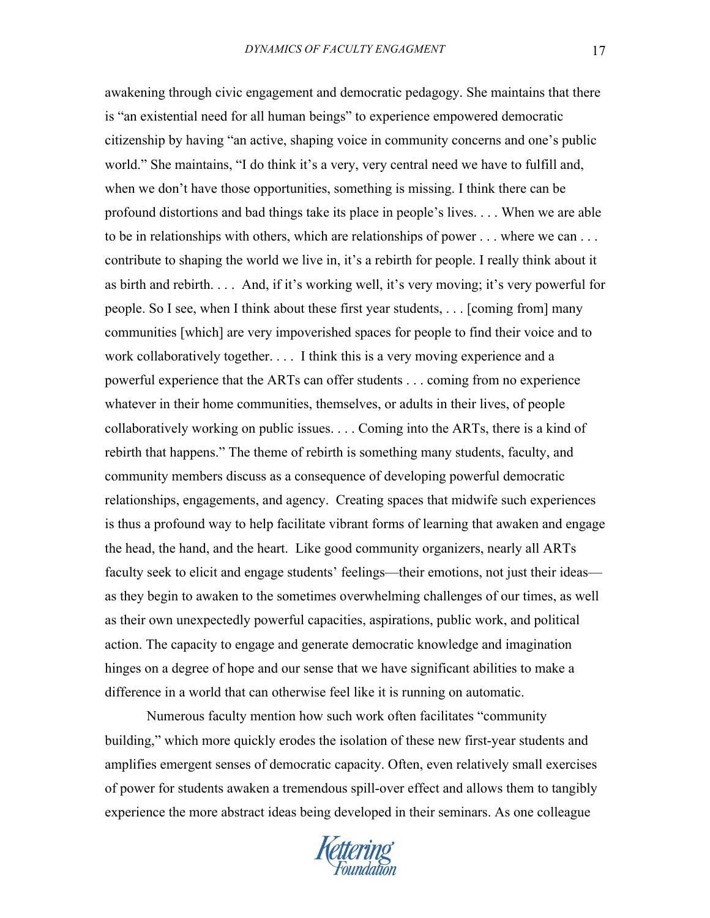awakening through civic engagement and democratic pedagogy. She maintains that there is "an existential need for all human beings" to experience empowered democratic citizenship by having "an active, shaping voice in community concerns and one's public world." She maintains, "I do think it's a very, very central need we have to fulfill and, when we don't have those opportunities, something is missing. I think there can be profound distortions and bad things take its place in people's lives. . . . When we are able to be in relationships with others, which are relationships of power . . . where we can . . . contribute to shaping the world we live in, it's a rebirth for people. I really think about it as birth and rebirth. . . . And, if it's working well, it's very moving; it's very powerful for people. So I see, when I think about these first year students, . . . [coming from] many communities [which] are very impoverished spaces for people to find their voice and to work collaboratively together. . . . I think this is a very moving experience and a powerful experience that the ARTs can offer students . . . coming from no experience whatever in their home communities, themselves, or adults in their lives, of people collaboratively working on public issues. . . . Coming into the ARTs, there is a kind of rebirth that happens." The theme of rebirth is something many students, faculty, and community members discuss as a consequence of developing powerful democratic relationships, engagements, and agency. Creating spaces that midwife such experiences is thus a profound way to help facilitate vibrant forms of learning that awaken and engage the head, the hand, and the heart. Like good community organizers, nearly all ARTs faculty seek to elicit and engage students' feelings—their emotions, not just their ideas—as they begin to awaken to the sometimes overwhelming challenges of our times, as well as their own unexpectedly powerful capacities, aspirations, public work, and political action. The capacity to engage and generate democratic knowledge and imagination hinges on a degree of hope and our sense that we have significant abilities to make a difference in a world that can otherwise feel like it is running on automatic.

Numerous faculty mention how such work often facilitates "community building," which more quickly erodes the isolation of these new first-year students and amplifies emergent senses of democratic capacity. Often, even relatively small exercises of power for students awaken a tremendous spill-over effect and allows them to tangibly experience the more abstract ideas being developed in their seminars. As one colleague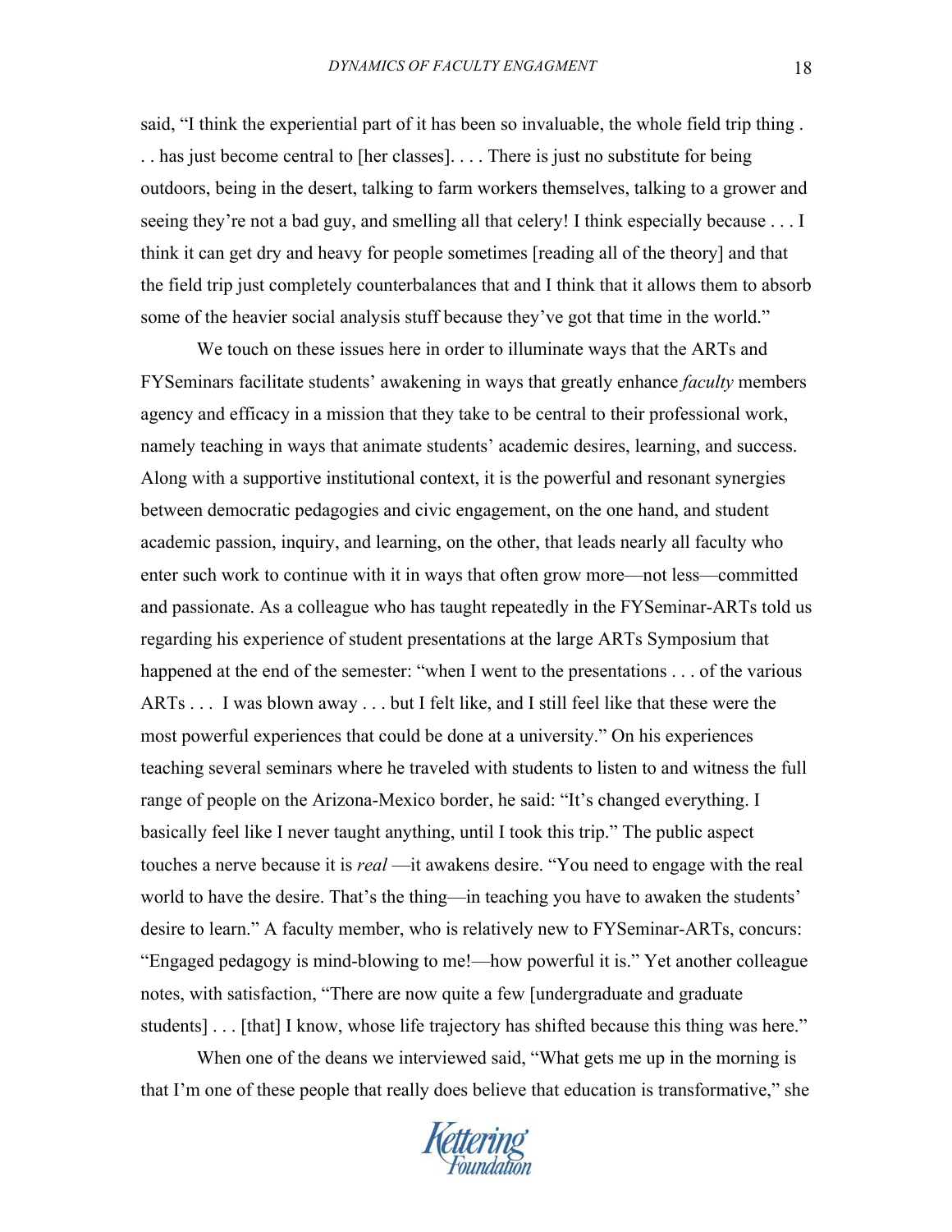said, "I think the experiential part of it has been so invaluable, the whole field trip thing . . . has just become central to [her classes]. . . . There is just no substitute for being outdoors, being in the desert, talking to farm workers themselves, talking to a grower and seeing they're not a bad guy, and smelling all that celery! I think especially because . . . I think it can get dry and heavy for people sometimes [reading all of the theory] and that the field trip just completely counterbalances that and I think that it allows them to absorb some of the heavier social analysis stuff because they've got that time in the world."

We touch on these issues here in order to illuminate ways that the ARTs and FYSeminars facilitate students' awakening in ways that greatly enhance *faculty* members agency and efficacy in a mission that they take to be central to their professional work, namely teaching in ways that animate students' academic desires, learning, and success. Along with a supportive institutional context, it is the powerful and resonant synergies between democratic pedagogies and civic engagement, on the one hand, and student academic passion, inquiry, and learning, on the other, that leads nearly all faculty who enter such work to continue with it in ways that often grow more—not less—committed and passionate. As a colleague who has taught repeatedly in the FYSeminar-ARTs told us regarding his experience of student presentations at the large ARTs Symposium that happened at the end of the semester: "when I went to the presentations . . . of the various ARTs . . . I was blown away . . . but I felt like, and I still feel like that these were the most powerful experiences that could be done at a university." On his experiences teaching several seminars where he traveled with students to listen to and witness the full range of people on the Arizona-Mexico border, he said: "It's changed everything. I basically feel like I never taught anything, until I took this trip." The public aspect touches a nerve because it is *real* —it awakens desire. "You need to engage with the real world to have the desire. That's the thing—in teaching you have to awaken the students' desire to learn." A faculty member, who is relatively new to FYSeminar-ARTs, concurs: "Engaged pedagogy is mind-blowing to me!—how powerful it is." Yet another colleague notes, with satisfaction, "There are now quite a few [undergraduate and graduate students] . . . [that] I know, whose life trajectory has shifted because this thing was here."

When one of the deans we interviewed said, "What gets me up in the morning is that I'm one of these people that really does believe that education is transformative," she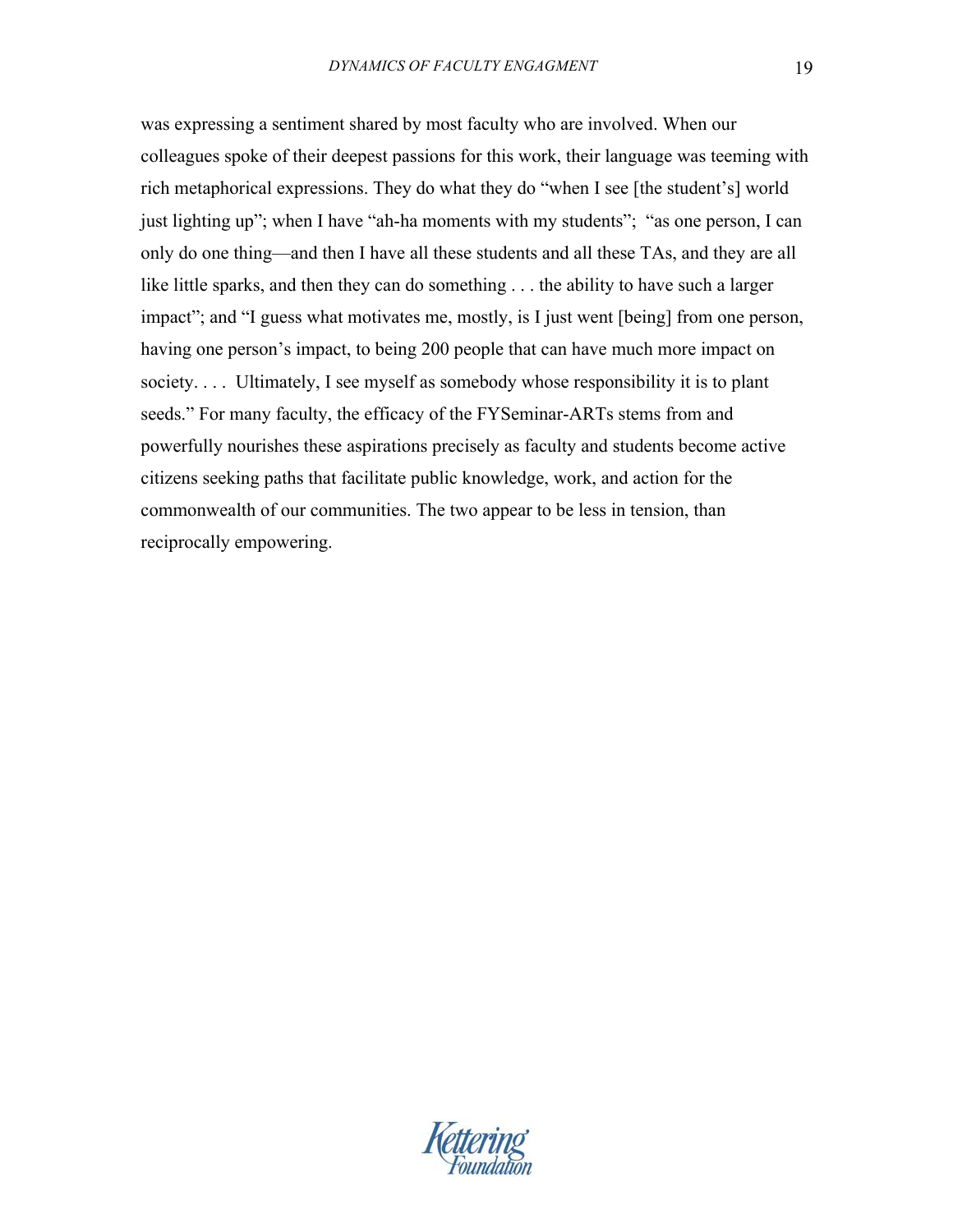was expressing a sentiment shared by most faculty who are involved. When our colleagues spoke of their deepest passions for this work, their language was teeming with rich metaphorical expressions. They do what they do "when I see [the student's] world just lighting up"; when I have "ah-ha moments with my students"; "as one person, I can only do one thing—and then I have all these students and all these TAs, and they are all like little sparks, and then they can do something . . . the ability to have such a larger impact"; and "I guess what motivates me, mostly, is I just went [being] from one person, having one person's impact, to being 200 people that can have much more impact on society. . . . Ultimately, I see myself as somebody whose responsibility it is to plant seeds." For many faculty, the efficacy of the FYSeminar-ARTs stems from and powerfully nourishes these aspirations precisely as faculty and students become active citizens seeking paths that facilitate public knowledge, work, and action for the commonwealth of our communities. The two appear to be less in tension, than reciprocally empowering.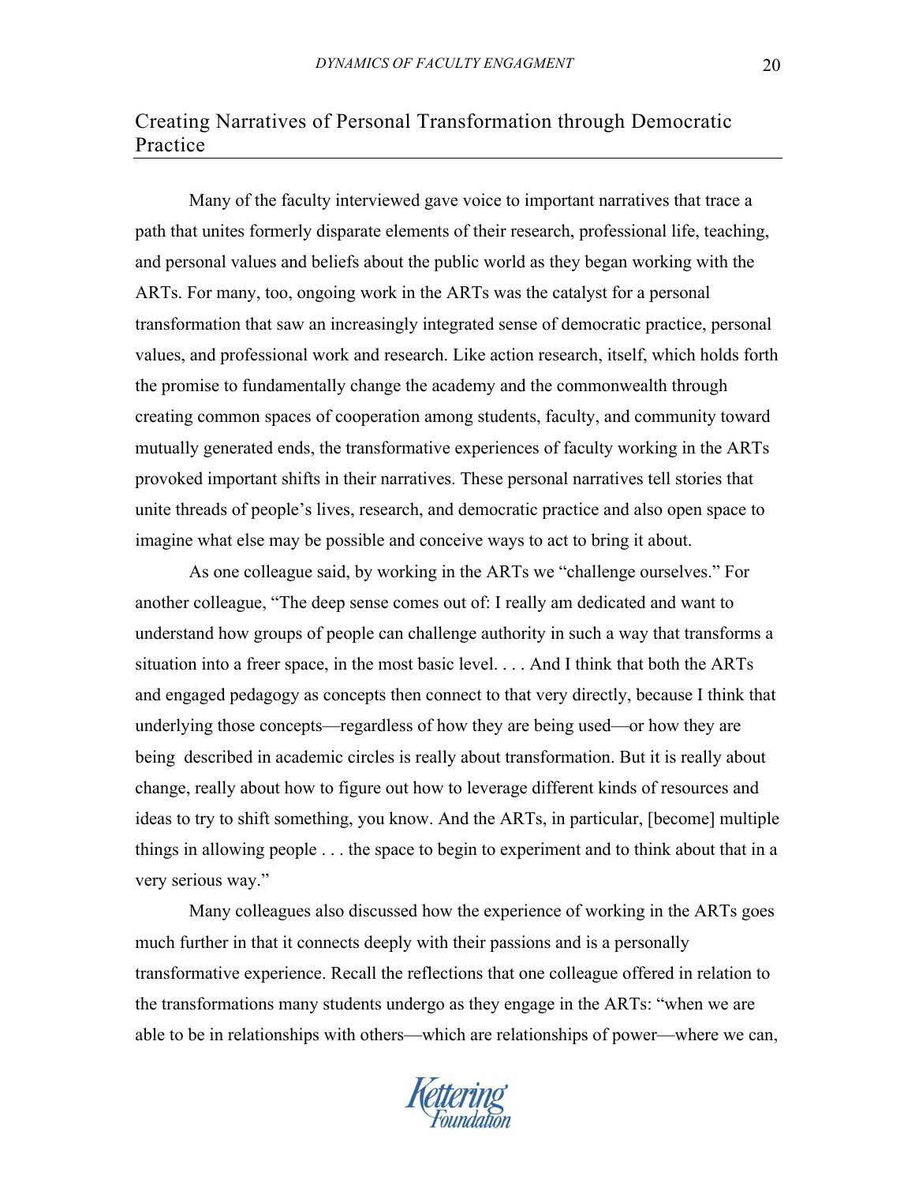## Creating Narratives of Personal Transformation through Democratic Practice

Many of the faculty interviewed gave voice to important narratives that trace a path that unites formerly disparate elements of their research, professional life, teaching, and personal values and beliefs about the public world as they began working with the ARTs. For many, too, ongoing work in the ARTs was the catalyst for a personal transformation that saw an increasingly integrated sense of democratic practice, personal values, and professional work and research. Like action research, itself, which holds forth the promise to fundamentally change the academy and the commonwealth through creating common spaces of cooperation among students, faculty, and community toward mutually generated ends, the transformative experiences of faculty working in the ARTs provoked important shifts in their narratives. These personal narratives tell stories that unite threads of people's lives, research, and democratic practice and also open space to imagine what else may be possible and conceive ways to act to bring it about.

As one colleague said, by working in the ARTs we "challenge ourselves." For another colleague, "The deep sense comes out of: I really am dedicated and want to understand how groups of people can challenge authority in such a way that transforms a situation into a freer space, in the most basic level. . . . And I think that both the ARTs and engaged pedagogy as concepts then connect to that very directly, because I think that underlying those concepts—regardless of how they are being used—or how they are being described in academic circles is really about transformation. But it is really about change, really about how to figure out how to leverage different kinds of resources and ideas to try to shift something, you know. And the ARTs, in particular, [become] multiple things in allowing people . . . the space to begin to experiment and to think about that in a very serious way."

Many colleagues also discussed how the experience of working in the ARTs goes much further in that it connects deeply with their passions and is a personally transformative experience. Recall the reflections that one colleague offered in relation to the transformations many students undergo as they engage in the ARTs: "when we are able to be in relationships with others—which are relationships of power—where we can,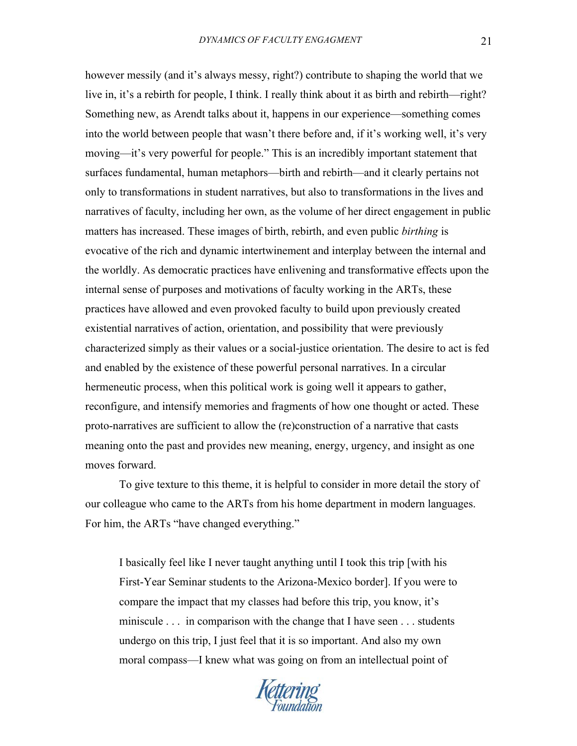however messily (and it's always messy, right?) contribute to shaping the world that we live in, it's a rebirth for people, I think. I really think about it as birth and rebirth—right? Something new, as Arendt talks about it, happens in our experience—something comes into the world between people that wasn't there before and, if it's working well, it's very moving—it's very powerful for people." This is an incredibly important statement that surfaces fundamental, human metaphors—birth and rebirth—and it clearly pertains not only to transformations in student narratives, but also to transformations in the lives and narratives of faculty, including her own, as the volume of her direct engagement in public matters has increased. These images of birth, rebirth, and even public *birthing* is evocative of the rich and dynamic intertwinement and interplay between the internal and the worldly. As democratic practices have enlivening and transformative effects upon the internal sense of purposes and motivations of faculty working in the ARTs, these practices have allowed and even provoked faculty to build upon previously created existential narratives of action, orientation, and possibility that were previously characterized simply as their values or a social-justice orientation. The desire to act is fed and enabled by the existence of these powerful personal narratives. In a circular hermeneutic process, when this political work is going well it appears to gather, reconfigure, and intensify memories and fragments of how one thought or acted. These proto-narratives are sufficient to allow the (re)construction of a narrative that casts meaning onto the past and provides new meaning, energy, urgency, and insight as one moves forward.

To give texture to this theme, it is helpful to consider in more detail the story of our colleague who came to the ARTs from his home department in modern languages. For him, the ARTs "have changed everything."

> I basically feel like I never taught anything until I took this trip [with his First-Year Seminar students to the Arizona-Mexico border]. If you were to compare the impact that my classes had before this trip, you know, it's miniscule . . . in comparison with the change that I have seen . . . students undergo on this trip, I just feel that it is so important. And also my own moral compass—I knew what was going on from an intellectual point of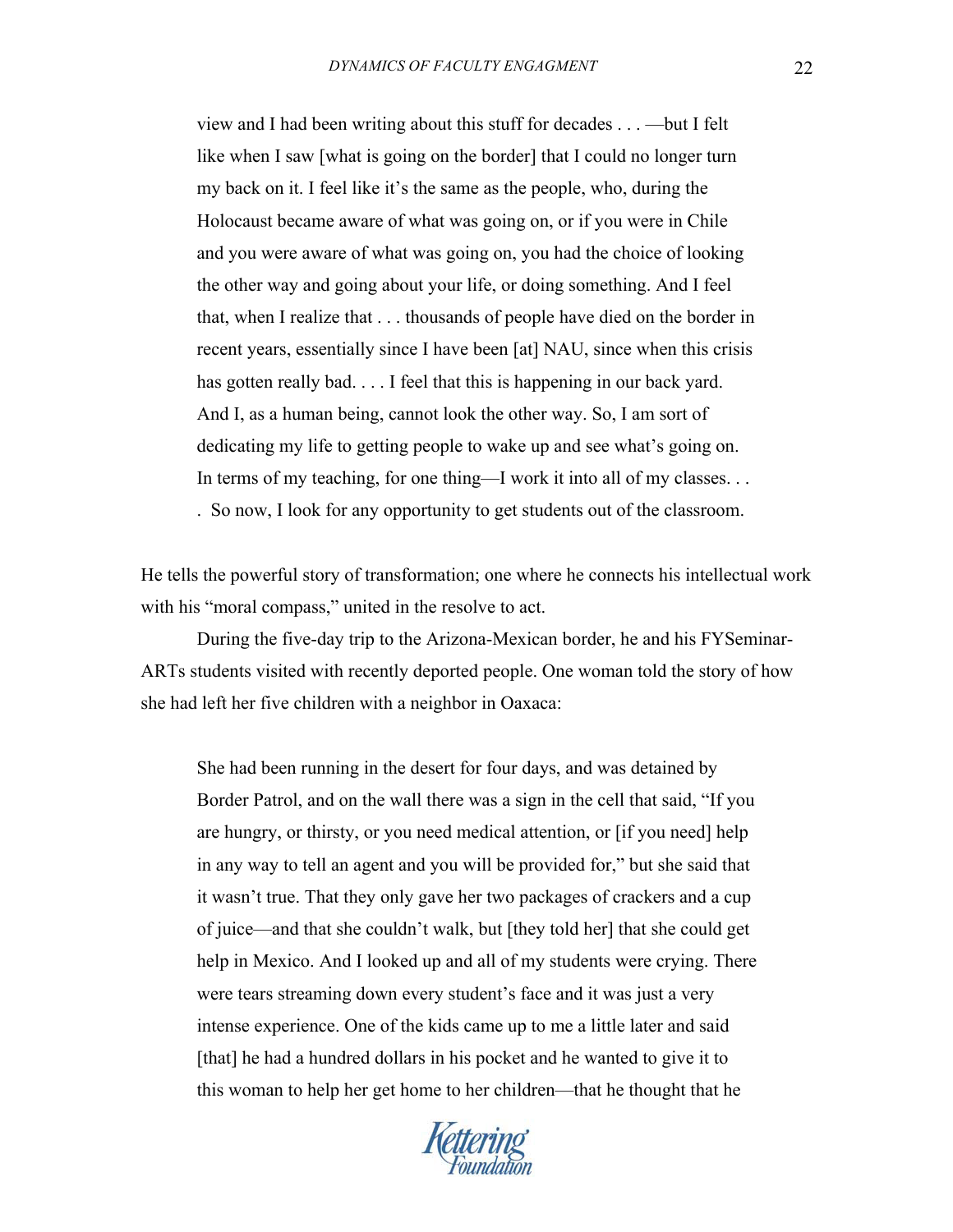> view and I had been writing about this stuff for decades . . . —but I felt like when I saw [what is going on the border] that I could no longer turn my back on it. I feel like it's the same as the people, who, during the Holocaust became aware of what was going on, or if you were in Chile and you were aware of what was going on, you had the choice of looking the other way and going about your life, or doing something. And I feel that, when I realize that . . . thousands of people have died on the border in recent years, essentially since I have been [at] NAU, since when this crisis has gotten really bad. . . . I feel that this is happening in our back yard. And I, as a human being, cannot look the other way. So, I am sort of dedicating my life to getting people to wake up and see what's going on. In terms of my teaching, for one thing—I work it into all of my classes. . . . So now, I look for any opportunity to get students out of the classroom.

He tells the powerful story of transformation; one where he connects his intellectual work with his "moral compass," united in the resolve to act.

During the five-day trip to the Arizona-Mexican border, he and his FYSeminar-ARTs students visited with recently deported people. One woman told the story of how she had left her five children with a neighbor in Oaxaca:

> She had been running in the desert for four days, and was detained by Border Patrol, and on the wall there was a sign in the cell that said, "If you are hungry, or thirsty, or you need medical attention, or [if you need] help in any way to tell an agent and you will be provided for," but she said that it wasn't true. That they only gave her two packages of crackers and a cup of juice—and that she couldn't walk, but [they told her] that she could get help in Mexico. And I looked up and all of my students were crying. There were tears streaming down every student's face and it was just a very intense experience. One of the kids came up to me a little later and said [that] he had a hundred dollars in his pocket and he wanted to give it to this woman to help her get home to her children—that he thought that he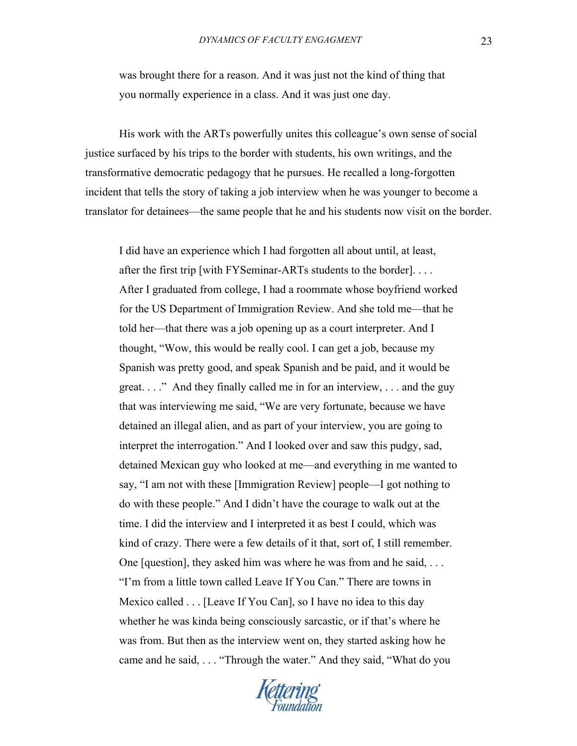> was brought there for a reason. And it was just not the kind of thing that you normally experience in a class. And it was just one day.

His work with the ARTs powerfully unites this colleague's own sense of social justice surfaced by his trips to the border with students, his own writings, and the transformative democratic pedagogy that he pursues. He recalled a long-forgotten incident that tells the story of taking a job interview when he was younger to become a translator for detainees—the same people that he and his students now visit on the border.

> I did have an experience which I had forgotten all about until, at least, after the first trip [with FYSeminar-ARTs students to the border]. . . . After I graduated from college, I had a roommate whose boyfriend worked for the US Department of Immigration Review. And she told me—that he told her—that there was a job opening up as a court interpreter. And I thought, "Wow, this would be really cool. I can get a job, because my Spanish was pretty good, and speak Spanish and be paid, and it would be great. . . ." And they finally called me in for an interview, . . . and the guy that was interviewing me said, "We are very fortunate, because we have detained an illegal alien, and as part of your interview, you are going to interpret the interrogation." And I looked over and saw this pudgy, sad, detained Mexican guy who looked at me—and everything in me wanted to say, "I am not with these [Immigration Review] people—I got nothing to do with these people." And I didn't have the courage to walk out at the time. I did the interview and I interpreted it as best I could, which was kind of crazy. There were a few details of it that, sort of, I still remember. One [question], they asked him was where he was from and he said, . . . "I'm from a little town called Leave If You Can." There are towns in Mexico called . . . [Leave If You Can], so I have no idea to this day whether he was kinda being consciously sarcastic, or if that's where he was from. But then as the interview went on, they started asking how he came and he said, . . . "Through the water." And they said, "What do you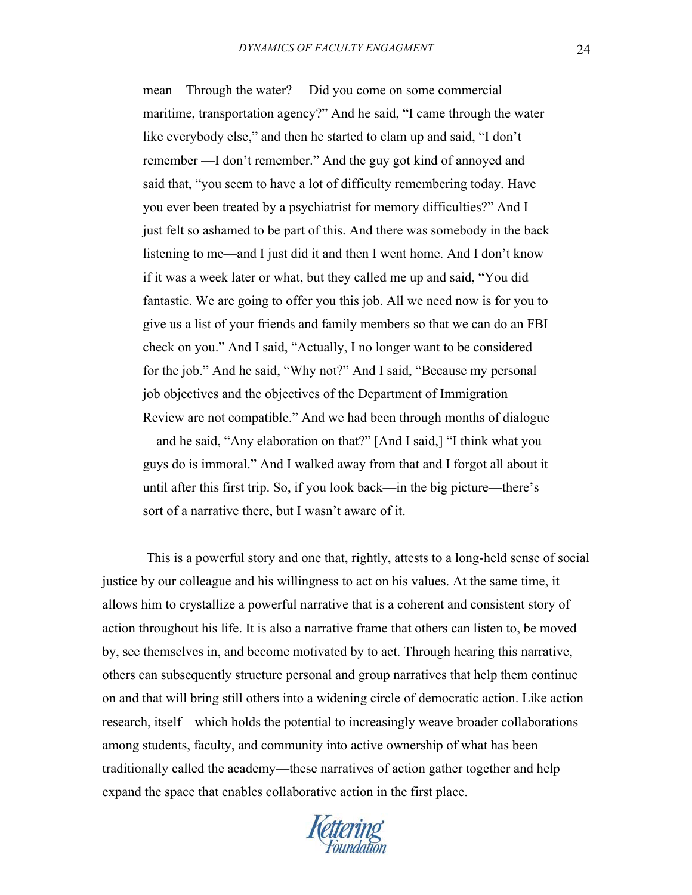> mean—Through the water? —Did you come on some commercial maritime, transportation agency?" And he said, "I came through the water like everybody else," and then he started to clam up and said, "I don't remember —I don't remember." And the guy got kind of annoyed and said that, "you seem to have a lot of difficulty remembering today. Have you ever been treated by a psychiatrist for memory difficulties?" And I just felt so ashamed to be part of this. And there was somebody in the back listening to me—and I just did it and then I went home. And I don't know if it was a week later or what, but they called me up and said, "You did fantastic. We are going to offer you this job. All we need now is for you to give us a list of your friends and family members so that we can do an FBI check on you." And I said, "Actually, I no longer want to be considered for the job." And he said, "Why not?" And I said, "Because my personal job objectives and the objectives of the Department of Immigration Review are not compatible." And we had been through months of dialogue —and he said, "Any elaboration on that?" [And I said,] "I think what you guys do is immoral." And I walked away from that and I forgot all about it until after this first trip. So, if you look back—in the big picture—there's sort of a narrative there, but I wasn't aware of it.

This is a powerful story and one that, rightly, attests to a long-held sense of social justice by our colleague and his willingness to act on his values. At the same time, it allows him to crystallize a powerful narrative that is a coherent and consistent story of action throughout his life. It is also a narrative frame that others can listen to, be moved by, see themselves in, and become motivated by to act. Through hearing this narrative, others can subsequently structure personal and group narratives that help them continue on and that will bring still others into a widening circle of democratic action. Like action research, itself—which holds the potential to increasingly weave broader collaborations among students, faculty, and community into active ownership of what has been traditionally called the academy—these narratives of action gather together and help expand the space that enables collaborative action in the first place.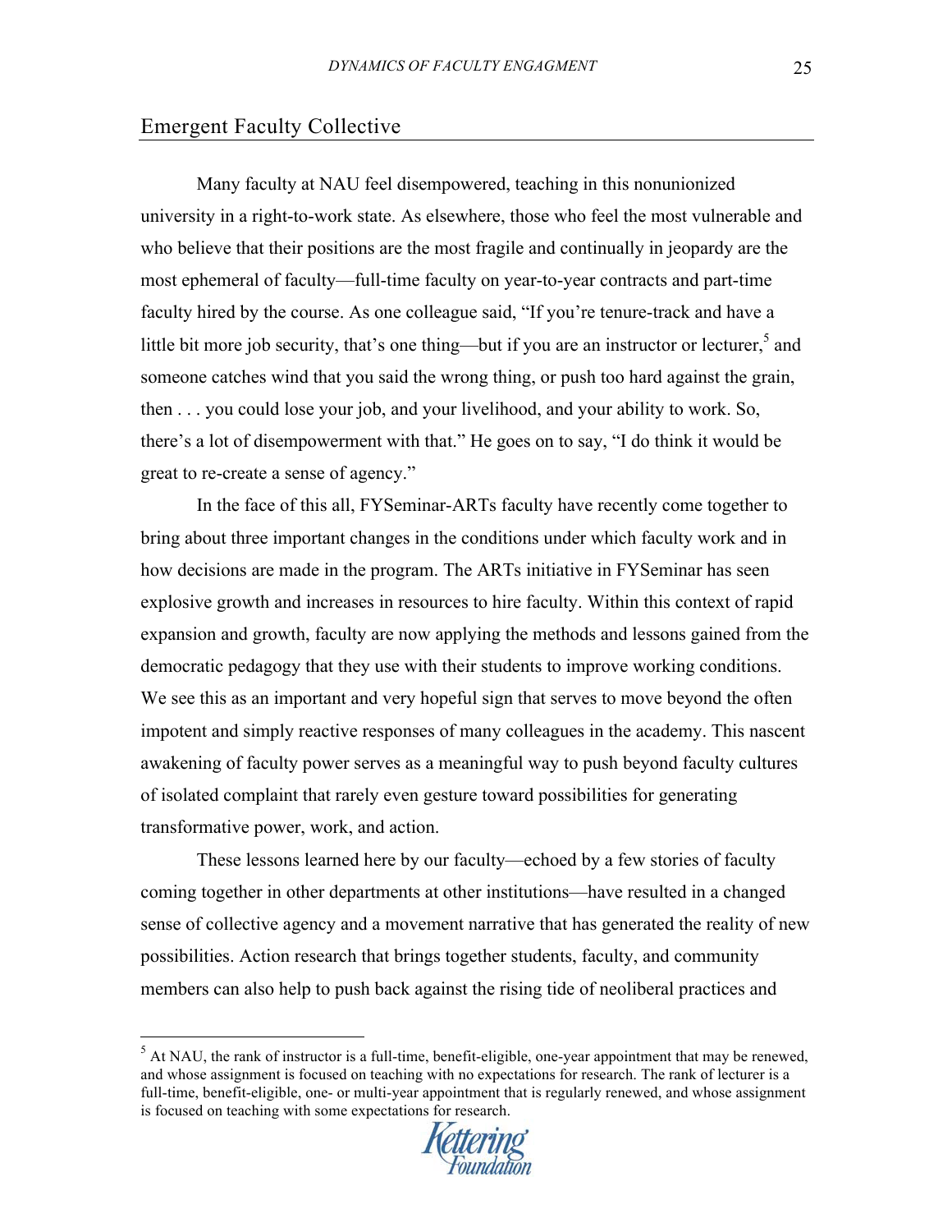## Emergent Faculty Collective

Many faculty at NAU feel disempowered, teaching in this nonunionized university in a right-to-work state. As elsewhere, those who feel the most vulnerable and who believe that their positions are the most fragile and continually in jeopardy are the most ephemeral of faculty—full-time faculty on year-to-year contracts and part-time faculty hired by the course. As one colleague said, "If you're tenure-track and have a little bit more job security, that's one thing—but if you are an instructor or lecturer,[5] and someone catches wind that you said the wrong thing, or push too hard against the grain, then . . . you could lose your job, and your livelihood, and your ability to work. So, there's a lot of disempowerment with that." He goes on to say, "I do think it would be great to re-create a sense of agency."

In the face of this all, FYSeminar-ARTs faculty have recently come together to bring about three important changes in the conditions under which faculty work and in how decisions are made in the program. The ARTs initiative in FYSeminar has seen explosive growth and increases in resources to hire faculty. Within this context of rapid expansion and growth, faculty are now applying the methods and lessons gained from the democratic pedagogy that they use with their students to improve working conditions. We see this as an important and very hopeful sign that serves to move beyond the often impotent and simply reactive responses of many colleagues in the academy. This nascent awakening of faculty power serves as a meaningful way to push beyond faculty cultures of isolated complaint that rarely even gesture toward possibilities for generating transformative power, work, and action.

These lessons learned here by our faculty—echoed by a few stories of faculty coming together in other departments at other institutions—have resulted in a changed sense of collective agency and a movement narrative that has generated the reality of new possibilities. Action research that brings together students, faculty, and community members can also help to push back against the rising tide of neoliberal practices and

[5] At NAU, the rank of instructor is a full-time, benefit-eligible, one-year appointment that may be renewed, and whose assignment is focused on teaching with no expectations for research. The rank of lecturer is a full-time, benefit-eligible, one- or multi-year appointment that is regularly renewed, and whose assignment is focused on teaching with some expectations for research.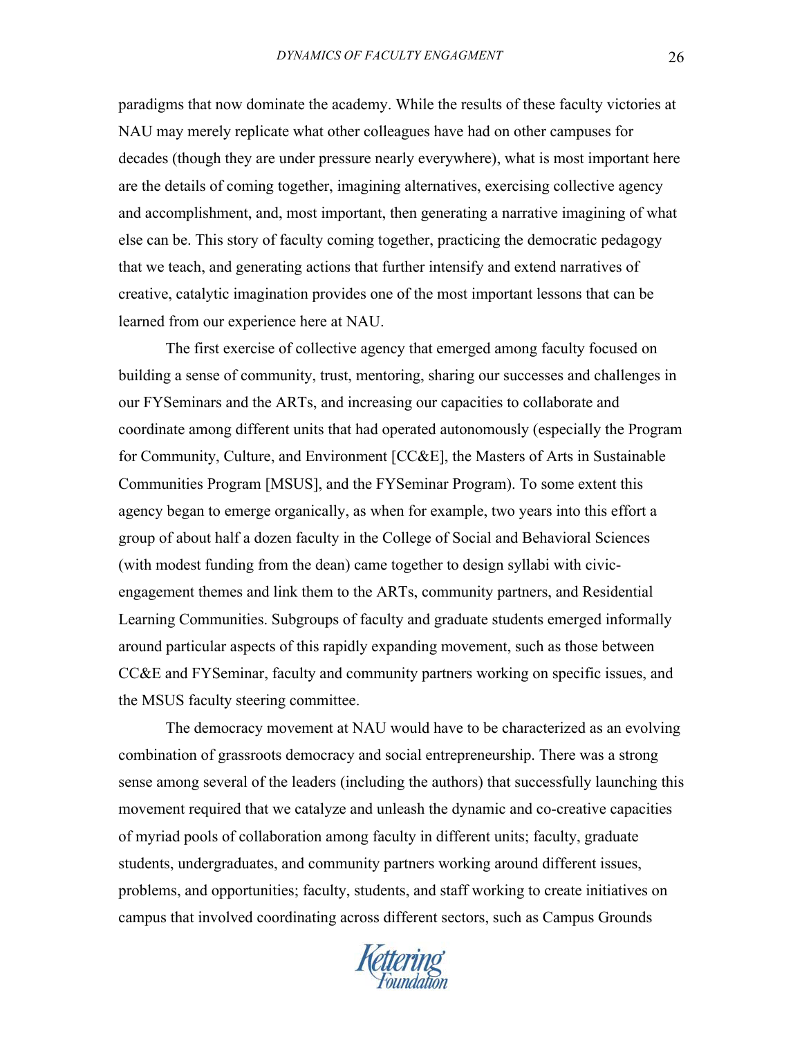paradigms that now dominate the academy. While the results of these faculty victories at NAU may merely replicate what other colleagues have had on other campuses for decades (though they are under pressure nearly everywhere), what is most important here are the details of coming together, imagining alternatives, exercising collective agency and accomplishment, and, most important, then generating a narrative imagining of what else can be. This story of faculty coming together, practicing the democratic pedagogy that we teach, and generating actions that further intensify and extend narratives of creative, catalytic imagination provides one of the most important lessons that can be learned from our experience here at NAU.

The first exercise of collective agency that emerged among faculty focused on building a sense of community, trust, mentoring, sharing our successes and challenges in our FYSeminars and the ARTs, and increasing our capacities to collaborate and coordinate among different units that had operated autonomously (especially the Program for Community, Culture, and Environment [CC&E], the Masters of Arts in Sustainable Communities Program [MSUS], and the FYSeminar Program). To some extent this agency began to emerge organically, as when for example, two years into this effort a group of about half a dozen faculty in the College of Social and Behavioral Sciences (with modest funding from the dean) came together to design syllabi with civic-engagement themes and link them to the ARTs, community partners, and Residential Learning Communities. Subgroups of faculty and graduate students emerged informally around particular aspects of this rapidly expanding movement, such as those between CC&E and FYSeminar, faculty and community partners working on specific issues, and the MSUS faculty steering committee.

The democracy movement at NAU would have to be characterized as an evolving combination of grassroots democracy and social entrepreneurship. There was a strong sense among several of the leaders (including the authors) that successfully launching this movement required that we catalyze and unleash the dynamic and co-creative capacities of myriad pools of collaboration among faculty in different units; faculty, graduate students, undergraduates, and community partners working around different issues, problems, and opportunities; faculty, students, and staff working to create initiatives on campus that involved coordinating across different sectors, such as Campus Grounds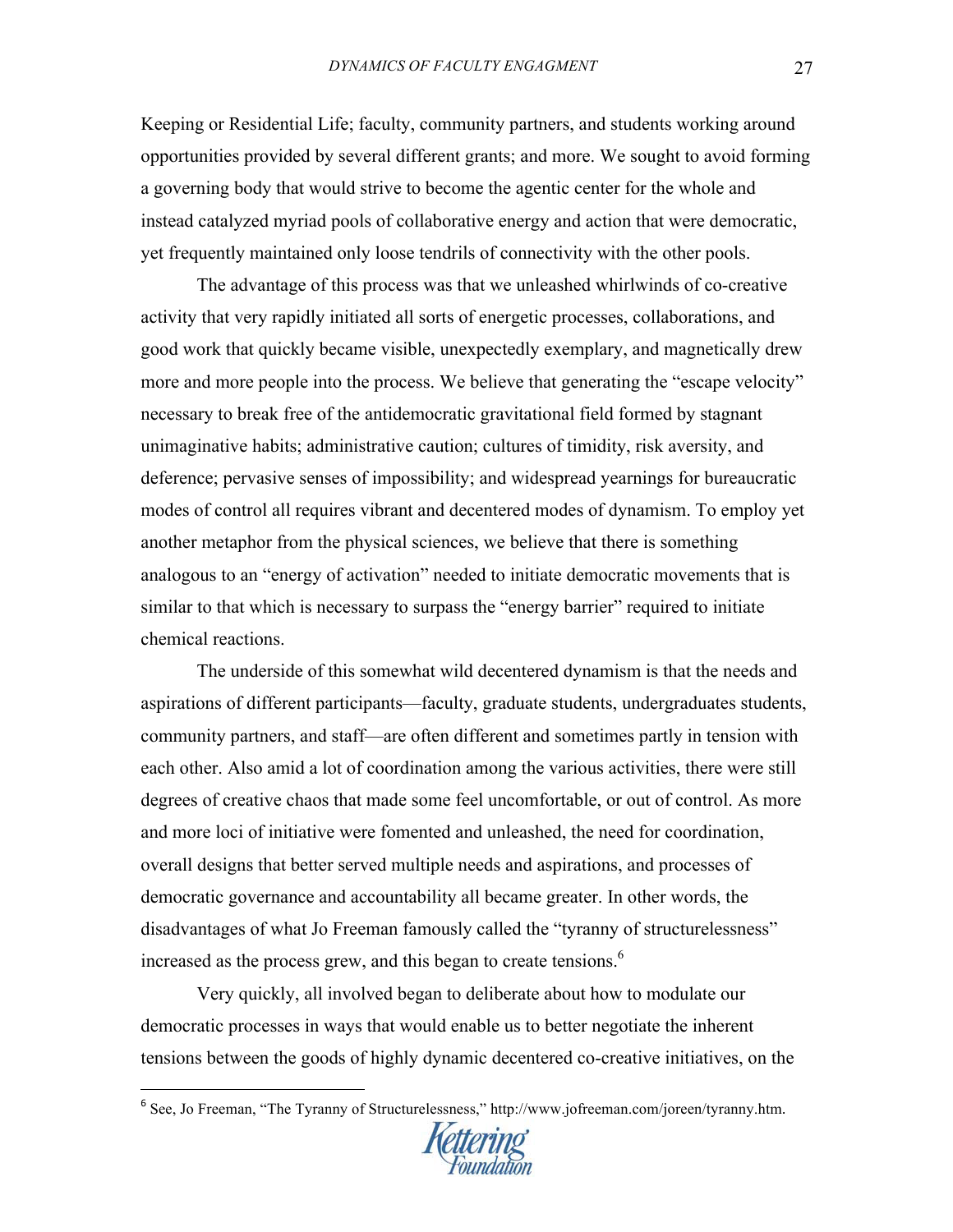Keeping or Residential Life; faculty, community partners, and students working around opportunities provided by several different grants; and more. We sought to avoid forming a governing body that would strive to become the agentic center for the whole and instead catalyzed myriad pools of collaborative energy and action that were democratic, yet frequently maintained only loose tendrils of connectivity with the other pools.

The advantage of this process was that we unleashed whirlwinds of co-creative activity that very rapidly initiated all sorts of energetic processes, collaborations, and good work that quickly became visible, unexpectedly exemplary, and magnetically drew more and more people into the process. We believe that generating the "escape velocity" necessary to break free of the antidemocratic gravitational field formed by stagnant unimaginative habits; administrative caution; cultures of timidity, risk aversity, and deference; pervasive senses of impossibility; and widespread yearnings for bureaucratic modes of control all requires vibrant and decentered modes of dynamism. To employ yet another metaphor from the physical sciences, we believe that there is something analogous to an "energy of activation" needed to initiate democratic movements that is similar to that which is necessary to surpass the "energy barrier" required to initiate chemical reactions.

The underside of this somewhat wild decentered dynamism is that the needs and aspirations of different participants—faculty, graduate students, undergraduates students, community partners, and staff—are often different and sometimes partly in tension with each other. Also amid a lot of coordination among the various activities, there were still degrees of creative chaos that made some feel uncomfortable, or out of control. As more and more loci of initiative were fomented and unleashed, the need for coordination, overall designs that better served multiple needs and aspirations, and processes of democratic governance and accountability all became greater. In other words, the disadvantages of what Jo Freeman famously called the "tyranny of structurelessness" increased as the process grew, and this began to create tensions.[6]

Very quickly, all involved began to deliberate about how to modulate our democratic processes in ways that would enable us to better negotiate the inherent tensions between the goods of highly dynamic decentered co-creative initiatives, on the

[6] See, Jo Freeman, "The Tyranny of Structurelessness," http://www.jofreeman.com/joreen/tyranny.htm.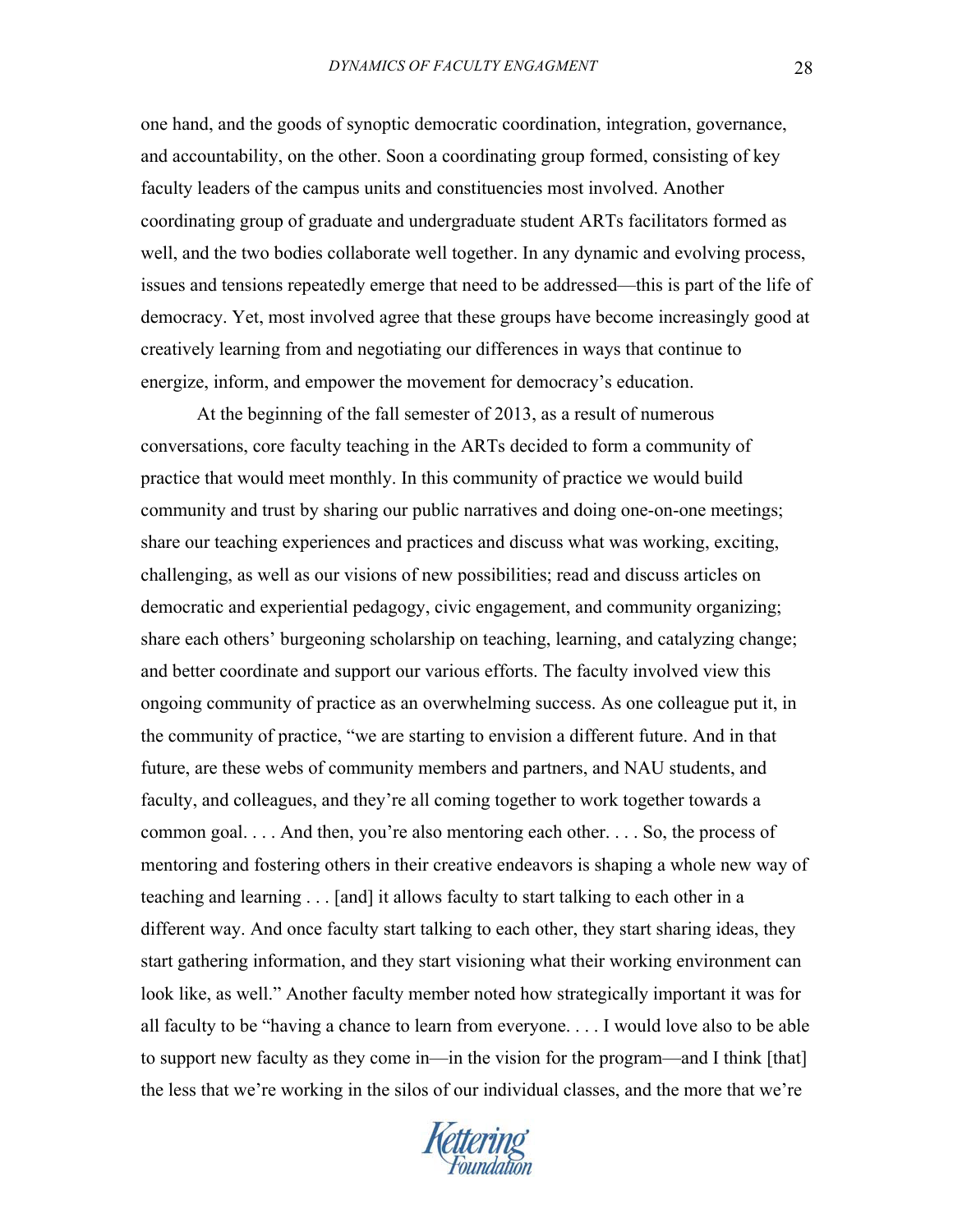one hand, and the goods of synoptic democratic coordination, integration, governance, and accountability, on the other. Soon a coordinating group formed, consisting of key faculty leaders of the campus units and constituencies most involved. Another coordinating group of graduate and undergraduate student ARTs facilitators formed as well, and the two bodies collaborate well together. In any dynamic and evolving process, issues and tensions repeatedly emerge that need to be addressed—this is part of the life of democracy. Yet, most involved agree that these groups have become increasingly good at creatively learning from and negotiating our differences in ways that continue to energize, inform, and empower the movement for democracy's education.

At the beginning of the fall semester of 2013, as a result of numerous conversations, core faculty teaching in the ARTs decided to form a community of practice that would meet monthly. In this community of practice we would build community and trust by sharing our public narratives and doing one-on-one meetings; share our teaching experiences and practices and discuss what was working, exciting, challenging, as well as our visions of new possibilities; read and discuss articles on democratic and experiential pedagogy, civic engagement, and community organizing; share each others' burgeoning scholarship on teaching, learning, and catalyzing change; and better coordinate and support our various efforts. The faculty involved view this ongoing community of practice as an overwhelming success. As one colleague put it, in the community of practice, "we are starting to envision a different future. And in that future, are these webs of community members and partners, and NAU students, and faculty, and colleagues, and they're all coming together to work together towards a common goal. . . . And then, you're also mentoring each other. . . . So, the process of mentoring and fostering others in their creative endeavors is shaping a whole new way of teaching and learning . . . [and] it allows faculty to start talking to each other in a different way. And once faculty start talking to each other, they start sharing ideas, they start gathering information, and they start visioning what their working environment can look like, as well." Another faculty member noted how strategically important it was for all faculty to be "having a chance to learn from everyone. . . . I would love also to be able to support new faculty as they come in—in the vision for the program—and I think [that] the less that we're working in the silos of our individual classes, and the more that we're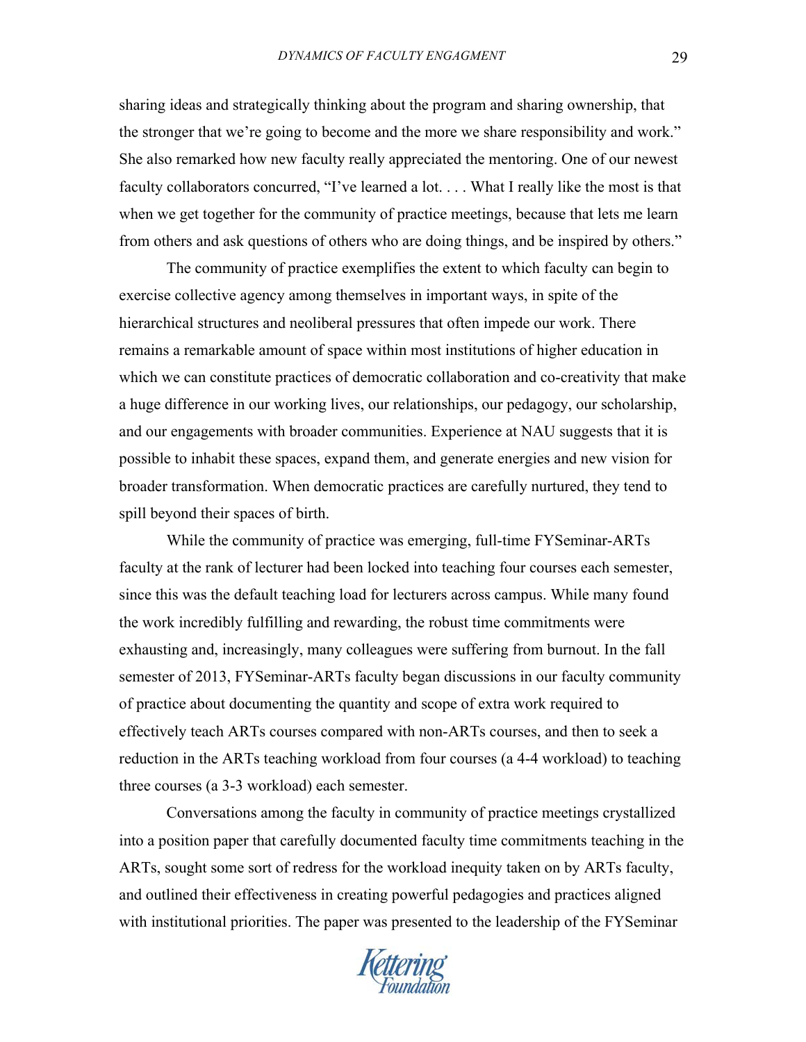sharing ideas and strategically thinking about the program and sharing ownership, that the stronger that we're going to become and the more we share responsibility and work." She also remarked how new faculty really appreciated the mentoring. One of our newest faculty collaborators concurred, "I've learned a lot. . . . What I really like the most is that when we get together for the community of practice meetings, because that lets me learn from others and ask questions of others who are doing things, and be inspired by others."

The community of practice exemplifies the extent to which faculty can begin to exercise collective agency among themselves in important ways, in spite of the hierarchical structures and neoliberal pressures that often impede our work. There remains a remarkable amount of space within most institutions of higher education in which we can constitute practices of democratic collaboration and co-creativity that make a huge difference in our working lives, our relationships, our pedagogy, our scholarship, and our engagements with broader communities. Experience at NAU suggests that it is possible to inhabit these spaces, expand them, and generate energies and new vision for broader transformation. When democratic practices are carefully nurtured, they tend to spill beyond their spaces of birth.

While the community of practice was emerging, full-time FYSeminar-ARTs faculty at the rank of lecturer had been locked into teaching four courses each semester, since this was the default teaching load for lecturers across campus. While many found the work incredibly fulfilling and rewarding, the robust time commitments were exhausting and, increasingly, many colleagues were suffering from burnout. In the fall semester of 2013, FYSeminar-ARTs faculty began discussions in our faculty community of practice about documenting the quantity and scope of extra work required to effectively teach ARTs courses compared with non-ARTs courses, and then to seek a reduction in the ARTs teaching workload from four courses (a 4-4 workload) to teaching three courses (a 3-3 workload) each semester.

Conversations among the faculty in community of practice meetings crystallized into a position paper that carefully documented faculty time commitments teaching in the ARTs, sought some sort of redress for the workload inequity taken on by ARTs faculty, and outlined their effectiveness in creating powerful pedagogies and practices aligned with institutional priorities. The paper was presented to the leadership of the FYSeminar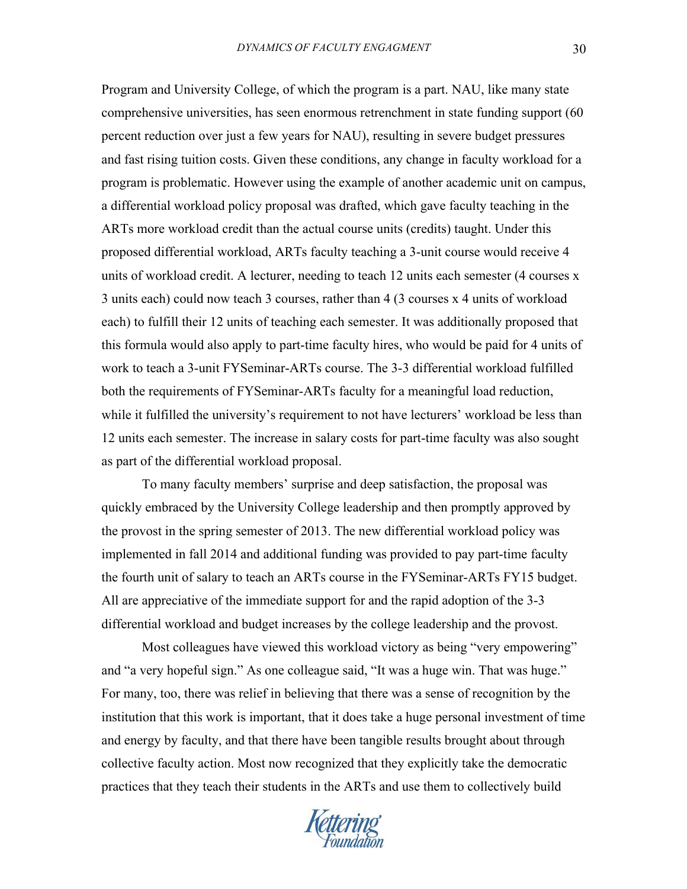Program and University College, of which the program is a part. NAU, like many state comprehensive universities, has seen enormous retrenchment in state funding support (60 percent reduction over just a few years for NAU), resulting in severe budget pressures and fast rising tuition costs. Given these conditions, any change in faculty workload for a program is problematic. However using the example of another academic unit on campus, a differential workload policy proposal was drafted, which gave faculty teaching in the ARTs more workload credit than the actual course units (credits) taught. Under this proposed differential workload, ARTs faculty teaching a 3-unit course would receive 4 units of workload credit. A lecturer, needing to teach 12 units each semester (4 courses x 3 units each) could now teach 3 courses, rather than 4 (3 courses x 4 units of workload each) to fulfill their 12 units of teaching each semester. It was additionally proposed that this formula would also apply to part-time faculty hires, who would be paid for 4 units of work to teach a 3-unit FYSeminar-ARTs course. The 3-3 differential workload fulfilled both the requirements of FYSeminar-ARTs faculty for a meaningful load reduction, while it fulfilled the university's requirement to not have lecturers' workload be less than 12 units each semester. The increase in salary costs for part-time faculty was also sought as part of the differential workload proposal.

To many faculty members' surprise and deep satisfaction, the proposal was quickly embraced by the University College leadership and then promptly approved by the provost in the spring semester of 2013. The new differential workload policy was implemented in fall 2014 and additional funding was provided to pay part-time faculty the fourth unit of salary to teach an ARTs course in the FYSeminar-ARTs FY15 budget. All are appreciative of the immediate support for and the rapid adoption of the 3-3 differential workload and budget increases by the college leadership and the provost.

Most colleagues have viewed this workload victory as being "very empowering" and "a very hopeful sign." As one colleague said, "It was a huge win. That was huge." For many, too, there was relief in believing that there was a sense of recognition by the institution that this work is important, that it does take a huge personal investment of time and energy by faculty, and that there have been tangible results brought about through collective faculty action. Most now recognized that they explicitly take the democratic practices that they teach their students in the ARTs and use them to collectively build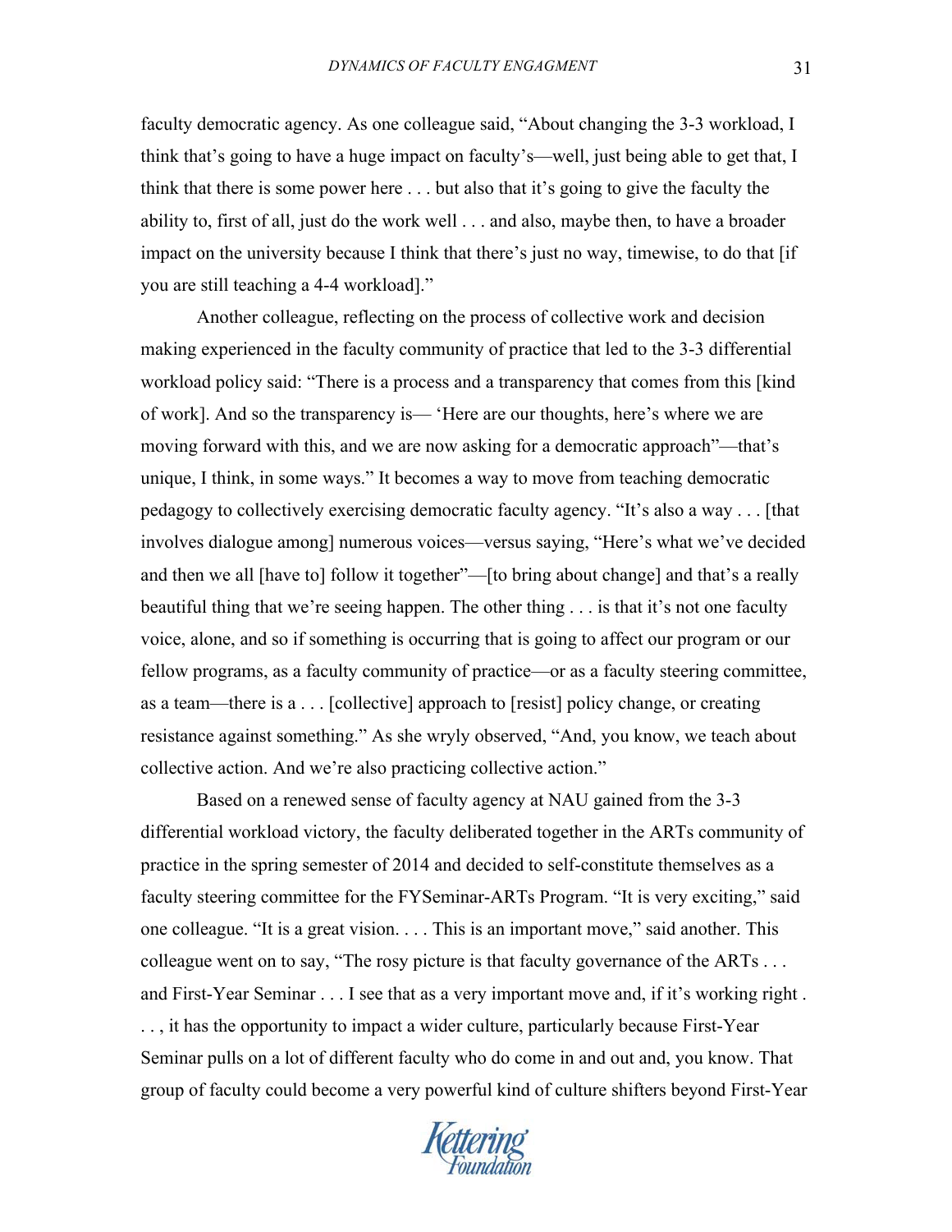faculty democratic agency. As one colleague said, "About changing the 3-3 workload, I think that's going to have a huge impact on faculty's—well, just being able to get that, I think that there is some power here . . . but also that it's going to give the faculty the ability to, first of all, just do the work well . . . and also, maybe then, to have a broader impact on the university because I think that there's just no way, timewise, to do that [if you are still teaching a 4-4 workload]."

Another colleague, reflecting on the process of collective work and decision making experienced in the faculty community of practice that led to the 3-3 differential workload policy said: "There is a process and a transparency that comes from this [kind of work]. And so the transparency is— 'Here are our thoughts, here's where we are moving forward with this, and we are now asking for a democratic approach"—that's unique, I think, in some ways." It becomes a way to move from teaching democratic pedagogy to collectively exercising democratic faculty agency. "It's also a way . . . [that involves dialogue among] numerous voices—versus saying, "Here's what we've decided and then we all [have to] follow it together"—[to bring about change] and that's a really beautiful thing that we're seeing happen. The other thing . . . is that it's not one faculty voice, alone, and so if something is occurring that is going to affect our program or our fellow programs, as a faculty community of practice—or as a faculty steering committee, as a team—there is a . . . [collective] approach to [resist] policy change, or creating resistance against something." As she wryly observed, "And, you know, we teach about collective action. And we're also practicing collective action."

Based on a renewed sense of faculty agency at NAU gained from the 3-3 differential workload victory, the faculty deliberated together in the ARTs community of practice in the spring semester of 2014 and decided to self-constitute themselves as a faculty steering committee for the FYSeminar-ARTs Program. "It is very exciting," said one colleague. "It is a great vision. . . . This is an important move," said another. This colleague went on to say, "The rosy picture is that faculty governance of the ARTs . . . and First-Year Seminar . . . I see that as a very important move and, if it's working right . . . , it has the opportunity to impact a wider culture, particularly because First-Year Seminar pulls on a lot of different faculty who do come in and out and, you know. That group of faculty could become a very powerful kind of culture shifters beyond First-Year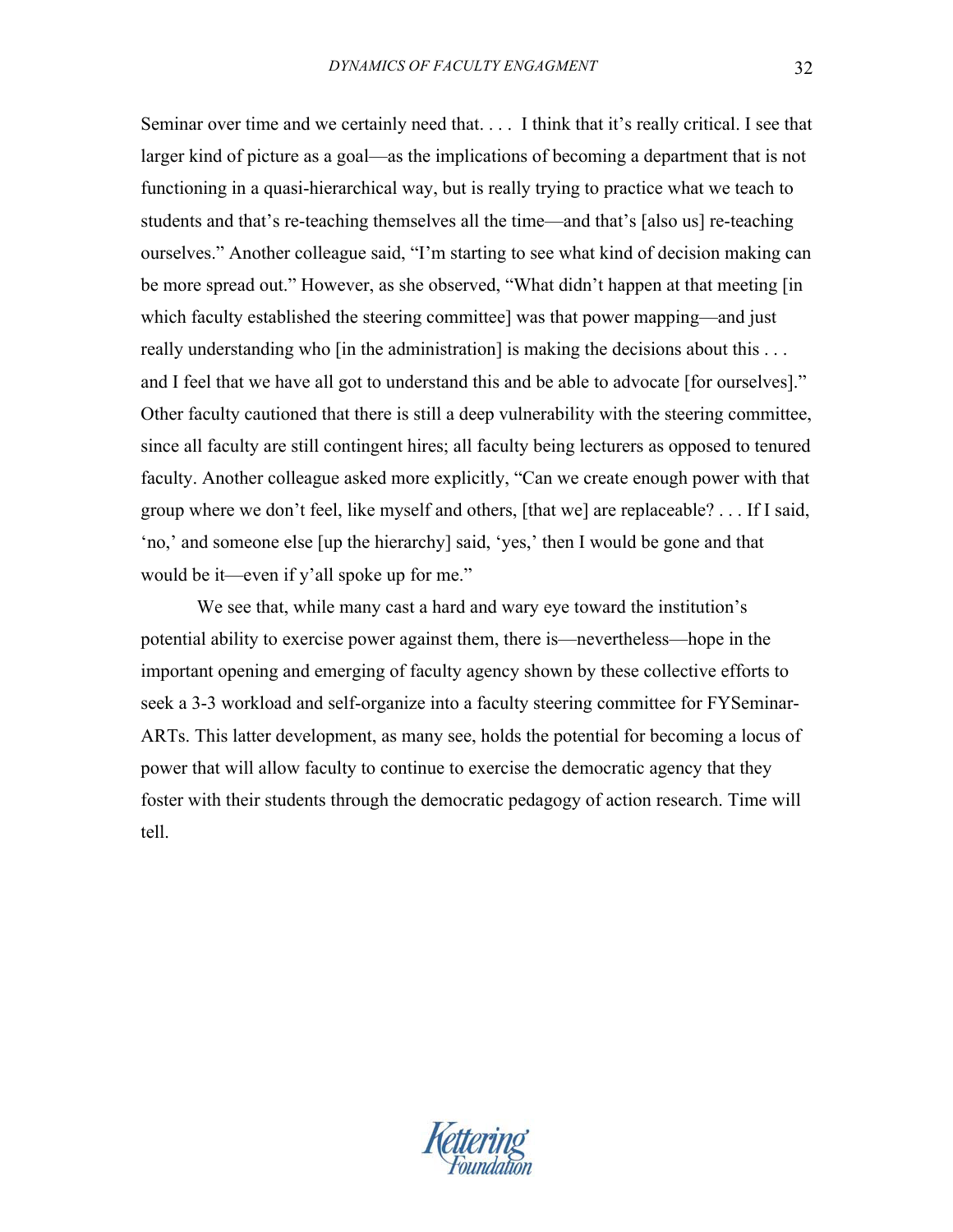Seminar over time and we certainly need that. . . . I think that it's really critical. I see that larger kind of picture as a goal—as the implications of becoming a department that is not functioning in a quasi-hierarchical way, but is really trying to practice what we teach to students and that's re-teaching themselves all the time—and that's [also us] re-teaching ourselves." Another colleague said, "I'm starting to see what kind of decision making can be more spread out." However, as she observed, "What didn't happen at that meeting [in which faculty established the steering committee] was that power mapping—and just really understanding who [in the administration] is making the decisions about this . . . and I feel that we have all got to understand this and be able to advocate [for ourselves]." Other faculty cautioned that there is still a deep vulnerability with the steering committee, since all faculty are still contingent hires; all faculty being lecturers as opposed to tenured faculty. Another colleague asked more explicitly, "Can we create enough power with that group where we don't feel, like myself and others, [that we] are replaceable? . . . If I said, 'no,' and someone else [up the hierarchy] said, 'yes,' then I would be gone and that would be it—even if y'all spoke up for me."

We see that, while many cast a hard and wary eye toward the institution's potential ability to exercise power against them, there is—nevertheless—hope in the important opening and emerging of faculty agency shown by these collective efforts to seek a 3-3 workload and self-organize into a faculty steering committee for FYSeminar-ARTs. This latter development, as many see, holds the potential for becoming a locus of power that will allow faculty to continue to exercise the democratic agency that they foster with their students through the democratic pedagogy of action research. Time will tell.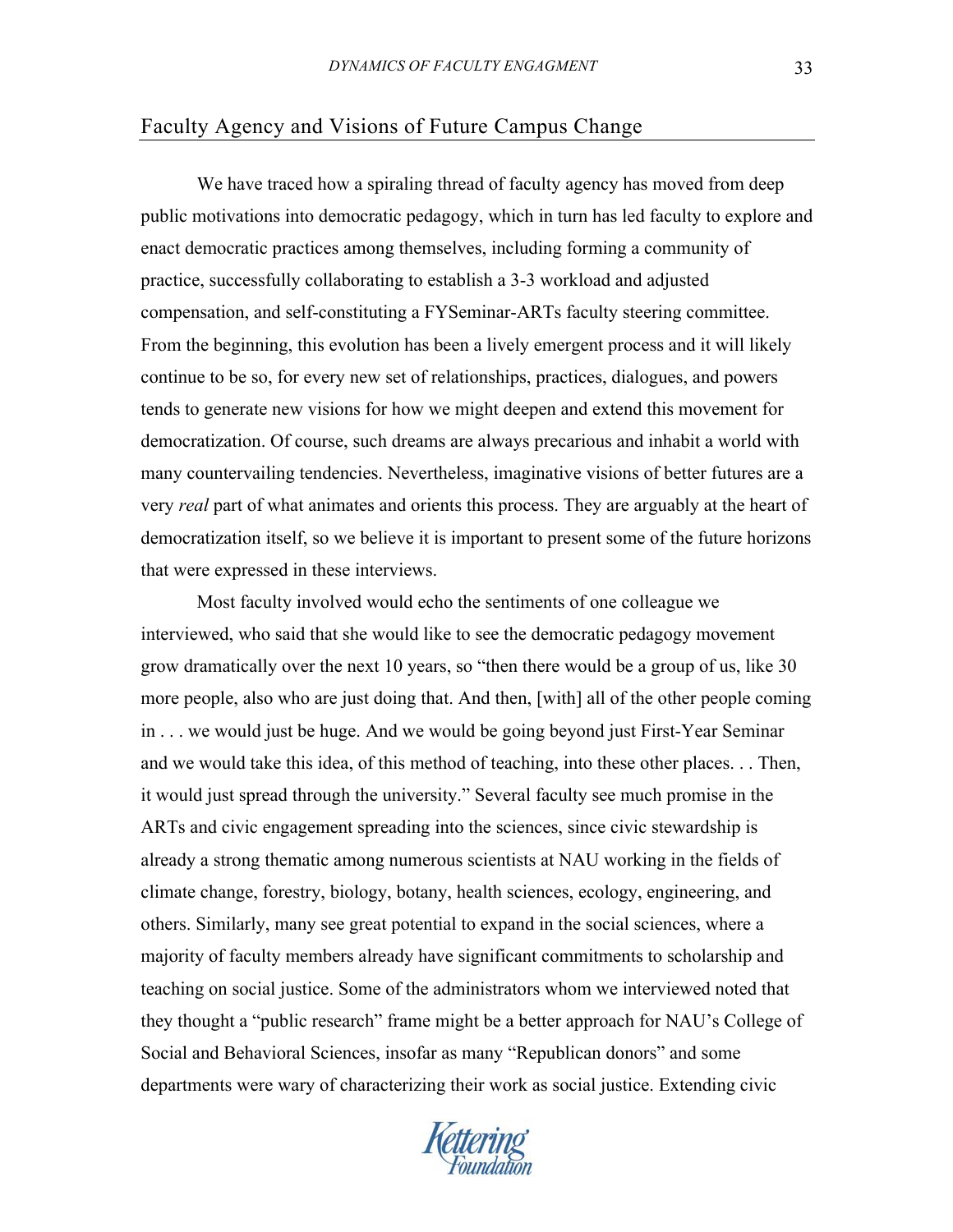## Faculty Agency and Visions of Future Campus Change

We have traced how a spiraling thread of faculty agency has moved from deep public motivations into democratic pedagogy, which in turn has led faculty to explore and enact democratic practices among themselves, including forming a community of practice, successfully collaborating to establish a 3-3 workload and adjusted compensation, and self-constituting a FYSeminar-ARTs faculty steering committee. From the beginning, this evolution has been a lively emergent process and it will likely continue to be so, for every new set of relationships, practices, dialogues, and powers tends to generate new visions for how we might deepen and extend this movement for democratization. Of course, such dreams are always precarious and inhabit a world with many countervailing tendencies. Nevertheless, imaginative visions of better futures are a very *real* part of what animates and orients this process. They are arguably at the heart of democratization itself, so we believe it is important to present some of the future horizons that were expressed in these interviews.

Most faculty involved would echo the sentiments of one colleague we interviewed, who said that she would like to see the democratic pedagogy movement grow dramatically over the next 10 years, so "then there would be a group of us, like 30 more people, also who are just doing that. And then, [with] all of the other people coming in . . . we would just be huge. And we would be going beyond just First-Year Seminar and we would take this idea, of this method of teaching, into these other places. . . Then, it would just spread through the university." Several faculty see much promise in the ARTs and civic engagement spreading into the sciences, since civic stewardship is already a strong thematic among numerous scientists at NAU working in the fields of climate change, forestry, biology, botany, health sciences, ecology, engineering, and others. Similarly, many see great potential to expand in the social sciences, where a majority of faculty members already have significant commitments to scholarship and teaching on social justice. Some of the administrators whom we interviewed noted that they thought a "public research" frame might be a better approach for NAU's College of Social and Behavioral Sciences, insofar as many "Republican donors" and some departments were wary of characterizing their work as social justice. Extending civic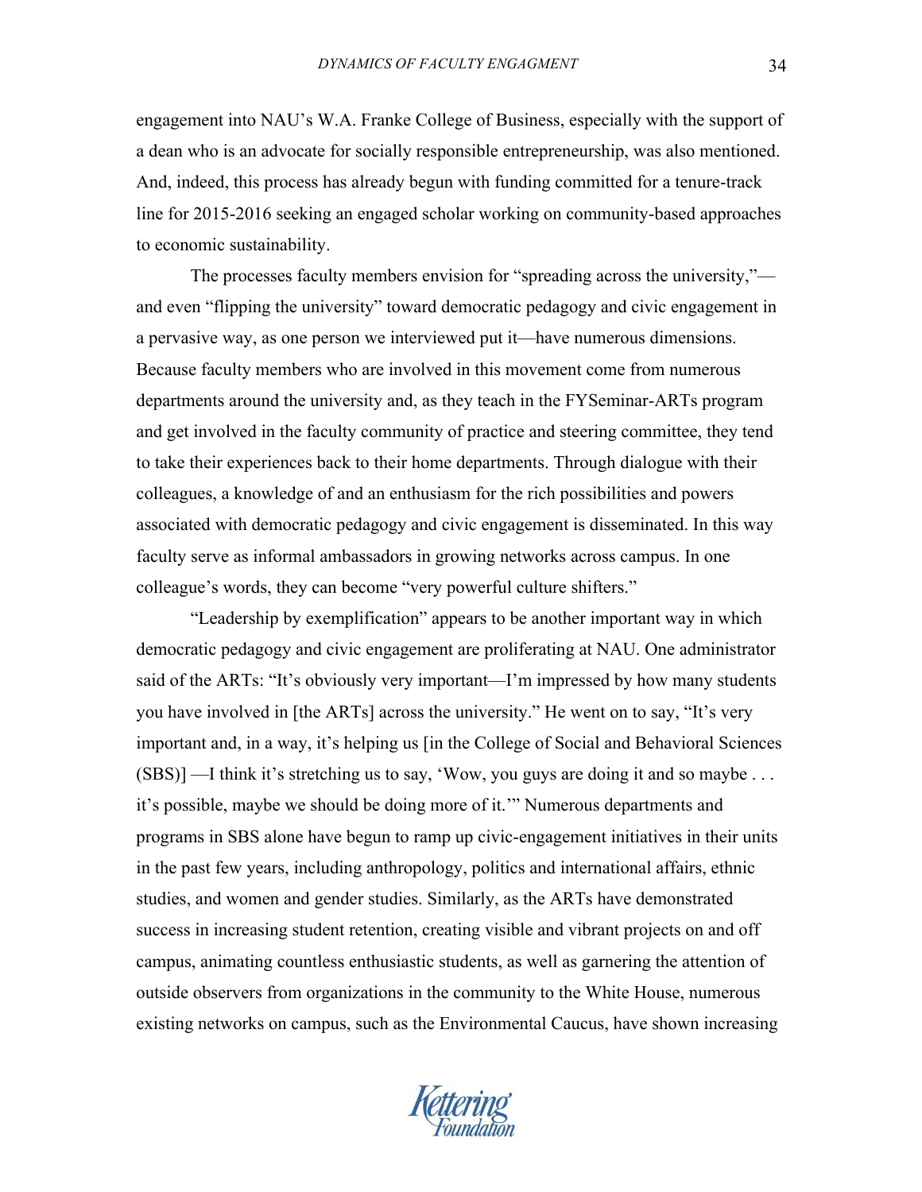engagement into NAU's W.A. Franke College of Business, especially with the support of a dean who is an advocate for socially responsible entrepreneurship, was also mentioned. And, indeed, this process has already begun with funding committed for a tenure-track line for 2015-2016 seeking an engaged scholar working on community-based approaches to economic sustainability.

The processes faculty members envision for "spreading across the university,"—and even "flipping the university" toward democratic pedagogy and civic engagement in a pervasive way, as one person we interviewed put it—have numerous dimensions. Because faculty members who are involved in this movement come from numerous departments around the university and, as they teach in the FYSeminar-ARTs program and get involved in the faculty community of practice and steering committee, they tend to take their experiences back to their home departments. Through dialogue with their colleagues, a knowledge of and an enthusiasm for the rich possibilities and powers associated with democratic pedagogy and civic engagement is disseminated. In this way faculty serve as informal ambassadors in growing networks across campus. In one colleague's words, they can become "very powerful culture shifters."

"Leadership by exemplification" appears to be another important way in which democratic pedagogy and civic engagement are proliferating at NAU. One administrator said of the ARTs: "It's obviously very important—I'm impressed by how many students you have involved in [the ARTs] across the university." He went on to say, "It's very important and, in a way, it's helping us [in the College of Social and Behavioral Sciences (SBS)] —I think it's stretching us to say, 'Wow, you guys are doing it and so maybe . . . it's possible, maybe we should be doing more of it.'" Numerous departments and programs in SBS alone have begun to ramp up civic-engagement initiatives in their units in the past few years, including anthropology, politics and international affairs, ethnic studies, and women and gender studies. Similarly, as the ARTs have demonstrated success in increasing student retention, creating visible and vibrant projects on and off campus, animating countless enthusiastic students, as well as garnering the attention of outside observers from organizations in the community to the White House, numerous existing networks on campus, such as the Environmental Caucus, have shown increasing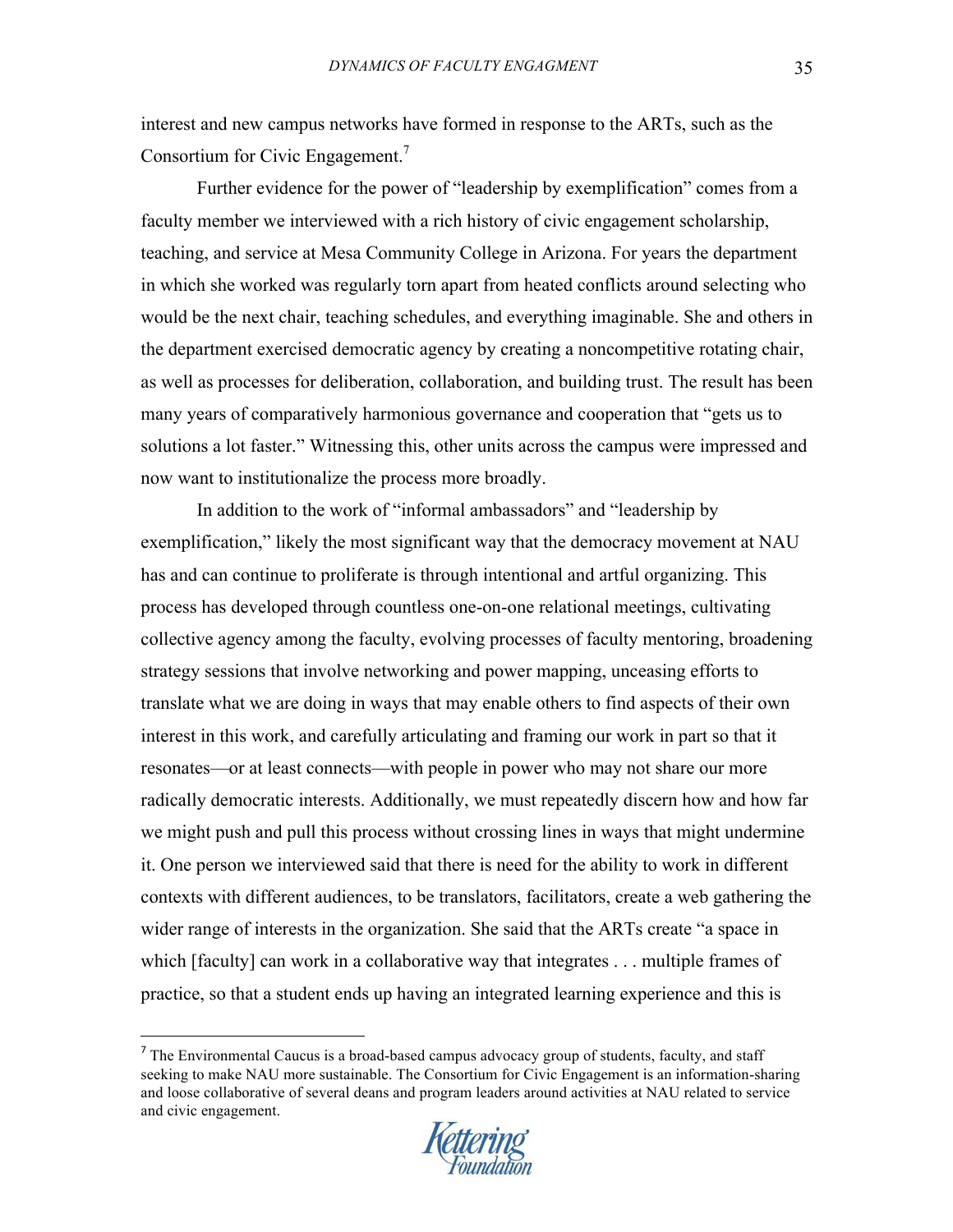interest and new campus networks have formed in response to the ARTs, such as the Consortium for Civic Engagement.[7]

Further evidence for the power of "leadership by exemplification" comes from a faculty member we interviewed with a rich history of civic engagement scholarship, teaching, and service at Mesa Community College in Arizona. For years the department in which she worked was regularly torn apart from heated conflicts around selecting who would be the next chair, teaching schedules, and everything imaginable. She and others in the department exercised democratic agency by creating a noncompetitive rotating chair, as well as processes for deliberation, collaboration, and building trust. The result has been many years of comparatively harmonious governance and cooperation that "gets us to solutions a lot faster." Witnessing this, other units across the campus were impressed and now want to institutionalize the process more broadly.

In addition to the work of "informal ambassadors" and "leadership by exemplification," likely the most significant way that the democracy movement at NAU has and can continue to proliferate is through intentional and artful organizing. This process has developed through countless one-on-one relational meetings, cultivating collective agency among the faculty, evolving processes of faculty mentoring, broadening strategy sessions that involve networking and power mapping, unceasing efforts to translate what we are doing in ways that may enable others to find aspects of their own interest in this work, and carefully articulating and framing our work in part so that it resonates—or at least connects—with people in power who may not share our more radically democratic interests. Additionally, we must repeatedly discern how and how far we might push and pull this process without crossing lines in ways that might undermine it. One person we interviewed said that there is need for the ability to work in different contexts with different audiences, to be translators, facilitators, create a web gathering the wider range of interests in the organization. She said that the ARTs create "a space in which [faculty] can work in a collaborative way that integrates . . . multiple frames of practice, so that a student ends up having an integrated learning experience and this is

[7] The Environmental Caucus is a broad-based campus advocacy group of students, faculty, and staff seeking to make NAU more sustainable. The Consortium for Civic Engagement is an information-sharing and loose collaborative of several deans and program leaders around activities at NAU related to service and civic engagement.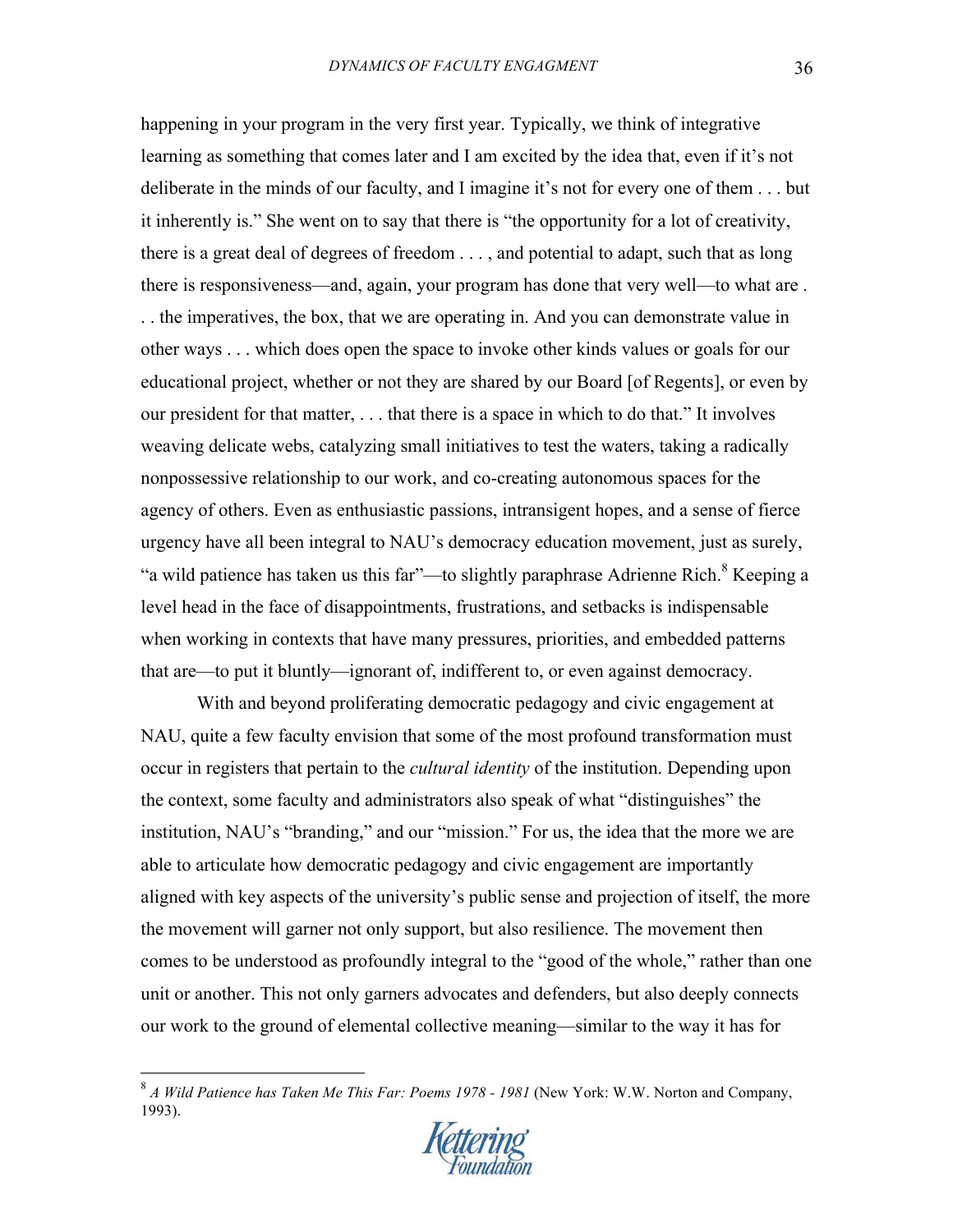happening in your program in the very first year. Typically, we think of integrative learning as something that comes later and I am excited by the idea that, even if it's not deliberate in the minds of our faculty, and I imagine it's not for every one of them . . . but it inherently is." She went on to say that there is "the opportunity for a lot of creativity, there is a great deal of degrees of freedom . . . , and potential to adapt, such that as long there is responsiveness—and, again, your program has done that very well—to what are . . . the imperatives, the box, that we are operating in. And you can demonstrate value in other ways . . . which does open the space to invoke other kinds values or goals for our educational project, whether or not they are shared by our Board [of Regents], or even by our president for that matter, . . . that there is a space in which to do that." It involves weaving delicate webs, catalyzing small initiatives to test the waters, taking a radically nonpossessive relationship to our work, and co-creating autonomous spaces for the agency of others. Even as enthusiastic passions, intransigent hopes, and a sense of fierce urgency have all been integral to NAU's democracy education movement, just as surely, "a wild patience has taken us this far"—to slightly paraphrase Adrienne Rich.[8] Keeping a level head in the face of disappointments, frustrations, and setbacks is indispensable when working in contexts that have many pressures, priorities, and embedded patterns that are—to put it bluntly—ignorant of, indifferent to, or even against democracy.

With and beyond proliferating democratic pedagogy and civic engagement at NAU, quite a few faculty envision that some of the most profound transformation must occur in registers that pertain to the *cultural identity* of the institution. Depending upon the context, some faculty and administrators also speak of what "distinguishes" the institution, NAU's "branding," and our "mission." For us, the idea that the more we are able to articulate how democratic pedagogy and civic engagement are importantly aligned with key aspects of the university's public sense and projection of itself, the more the movement will garner not only support, but also resilience. The movement then comes to be understood as profoundly integral to the "good of the whole," rather than one unit or another. This not only garners advocates and defenders, but also deeply connects our work to the ground of elemental collective meaning—similar to the way it has for

[8] *A Wild Patience has Taken Me This Far: Poems 1978 - 1981* (New York: W.W. Norton and Company, 1993).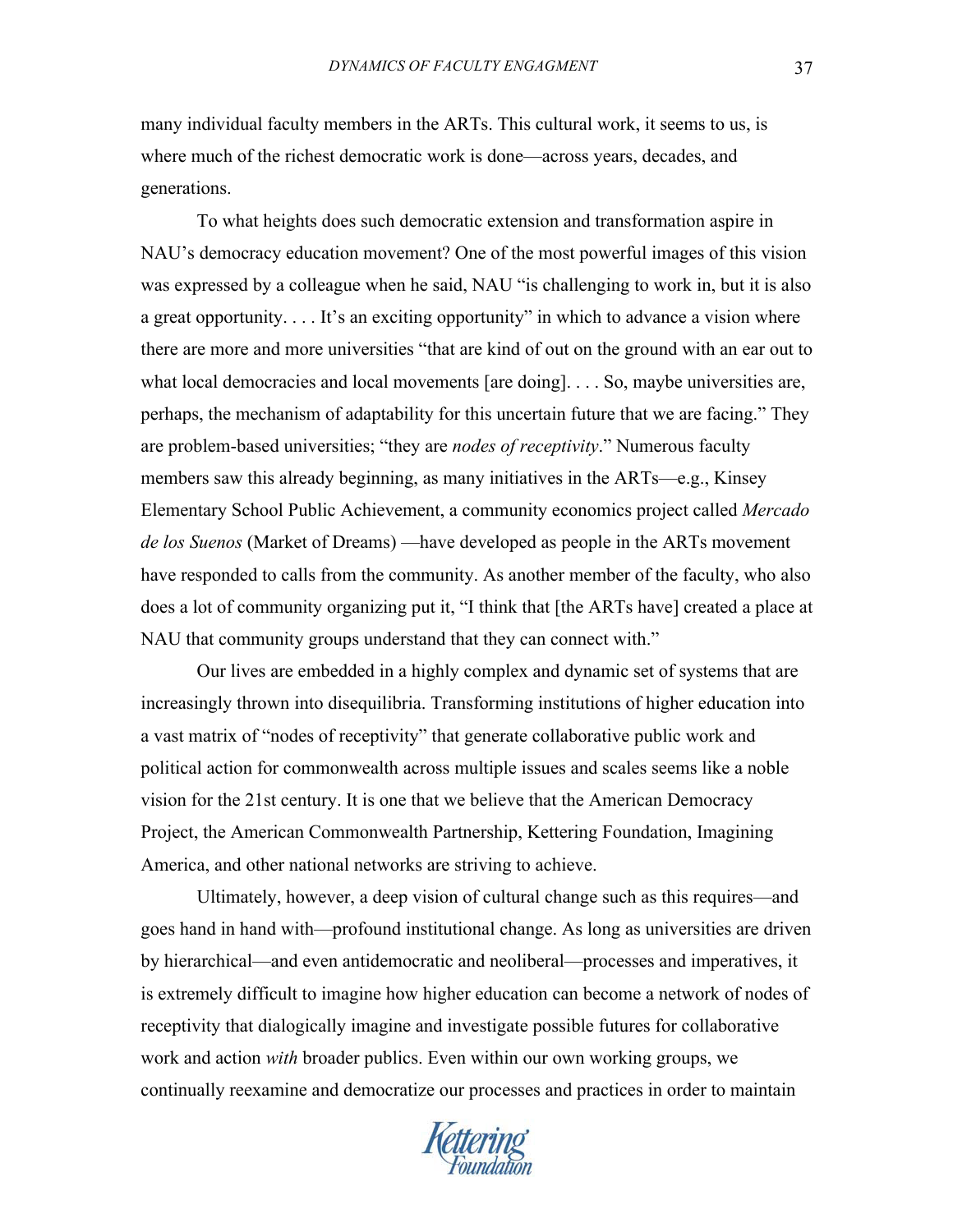many individual faculty members in the ARTs. This cultural work, it seems to us, is where much of the richest democratic work is done—across years, decades, and generations.

To what heights does such democratic extension and transformation aspire in NAU's democracy education movement? One of the most powerful images of this vision was expressed by a colleague when he said, NAU "is challenging to work in, but it is also a great opportunity. . . . It's an exciting opportunity" in which to advance a vision where there are more and more universities "that are kind of out on the ground with an ear out to what local democracies and local movements [are doing]. . . . So, maybe universities are, perhaps, the mechanism of adaptability for this uncertain future that we are facing." They are problem-based universities; "they are *nodes of receptivity*." Numerous faculty members saw this already beginning, as many initiatives in the ARTs—e.g., Kinsey Elementary School Public Achievement, a community economics project called *Mercado de los Suenos* (Market of Dreams) —have developed as people in the ARTs movement have responded to calls from the community. As another member of the faculty, who also does a lot of community organizing put it, "I think that [the ARTs have] created a place at NAU that community groups understand that they can connect with."

Our lives are embedded in a highly complex and dynamic set of systems that are increasingly thrown into disequilibria. Transforming institutions of higher education into a vast matrix of "nodes of receptivity" that generate collaborative public work and political action for commonwealth across multiple issues and scales seems like a noble vision for the 21st century. It is one that we believe that the American Democracy Project, the American Commonwealth Partnership, Kettering Foundation, Imagining America, and other national networks are striving to achieve.

Ultimately, however, a deep vision of cultural change such as this requires—and goes hand in hand with—profound institutional change. As long as universities are driven by hierarchical—and even antidemocratic and neoliberal—processes and imperatives, it is extremely difficult to imagine how higher education can become a network of nodes of receptivity that dialogically imagine and investigate possible futures for collaborative work and action *with* broader publics. Even within our own working groups, we continually reexamine and democratize our processes and practices in order to maintain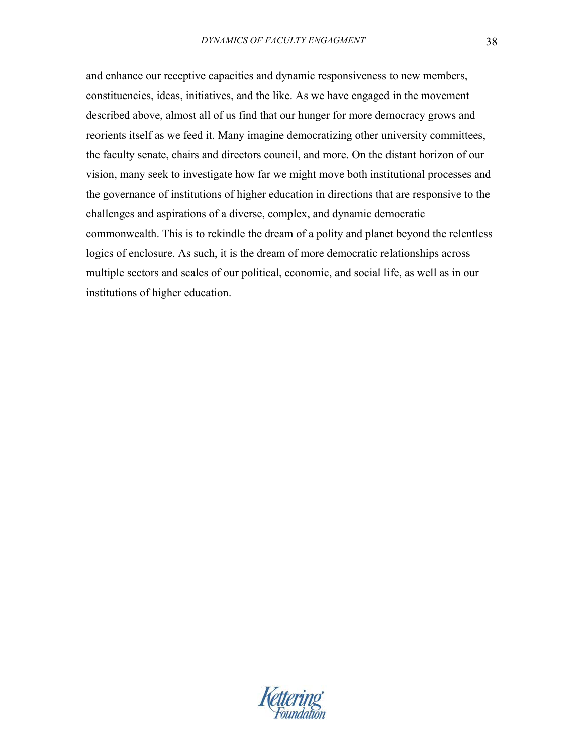and enhance our receptive capacities and dynamic responsiveness to new members, constituencies, ideas, initiatives, and the like. As we have engaged in the movement described above, almost all of us find that our hunger for more democracy grows and reorients itself as we feed it. Many imagine democratizing other university committees, the faculty senate, chairs and directors council, and more. On the distant horizon of our vision, many seek to investigate how far we might move both institutional processes and the governance of institutions of higher education in directions that are responsive to the challenges and aspirations of a diverse, complex, and dynamic democratic commonwealth. This is to rekindle the dream of a polity and planet beyond the relentless logics of enclosure. As such, it is the dream of more democratic relationships across multiple sectors and scales of our political, economic, and social life, as well as in our institutions of higher education.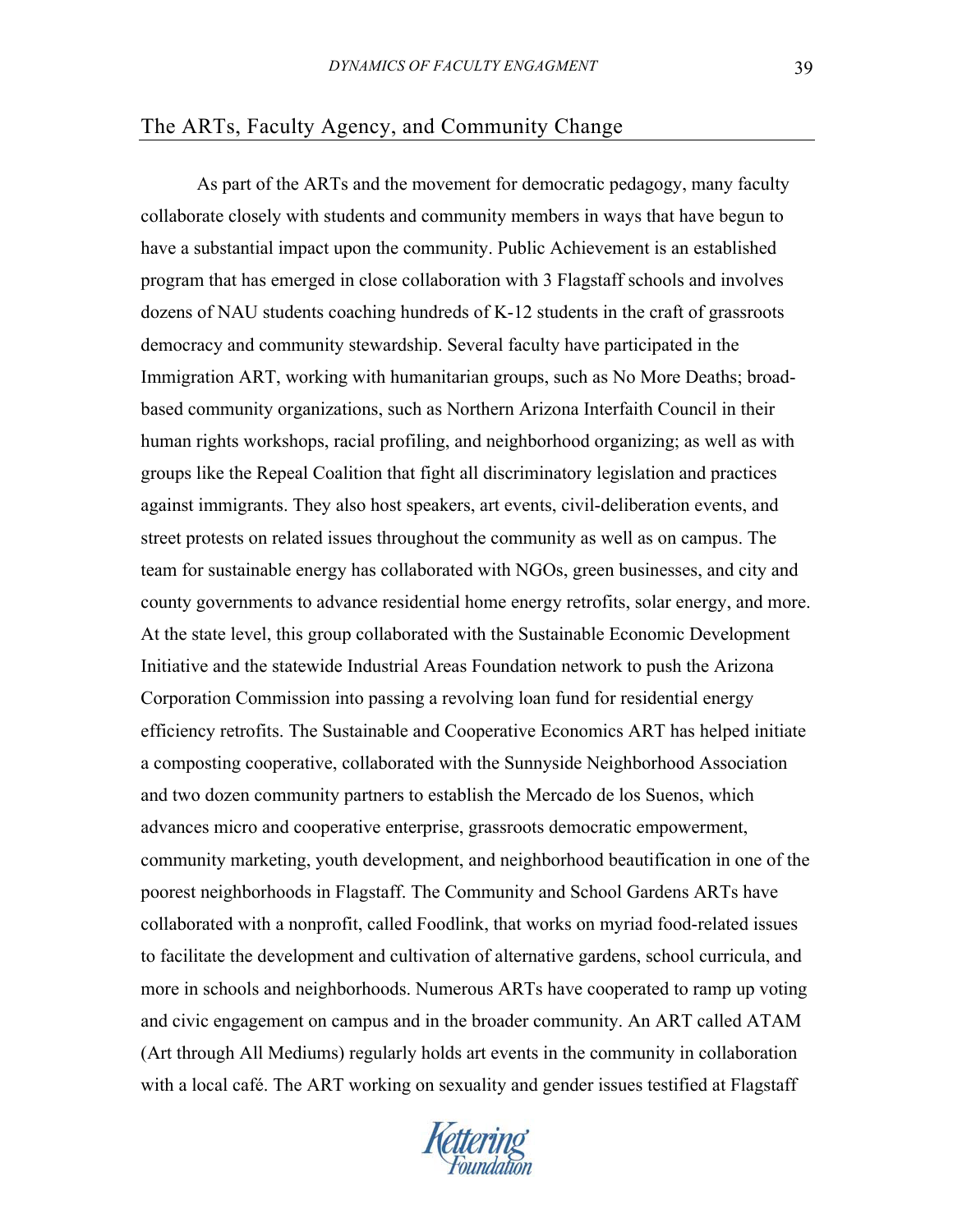## The ARTs, Faculty Agency, and Community Change

As part of the ARTs and the movement for democratic pedagogy, many faculty collaborate closely with students and community members in ways that have begun to have a substantial impact upon the community. Public Achievement is an established program that has emerged in close collaboration with 3 Flagstaff schools and involves dozens of NAU students coaching hundreds of K-12 students in the craft of grassroots democracy and community stewardship. Several faculty have participated in the Immigration ART, working with humanitarian groups, such as No More Deaths; broad-based community organizations, such as Northern Arizona Interfaith Council in their human rights workshops, racial profiling, and neighborhood organizing; as well as with groups like the Repeal Coalition that fight all discriminatory legislation and practices against immigrants. They also host speakers, art events, civil-deliberation events, and street protests on related issues throughout the community as well as on campus. The team for sustainable energy has collaborated with NGOs, green businesses, and city and county governments to advance residential home energy retrofits, solar energy, and more. At the state level, this group collaborated with the Sustainable Economic Development Initiative and the statewide Industrial Areas Foundation network to push the Arizona Corporation Commission into passing a revolving loan fund for residential energy efficiency retrofits. The Sustainable and Cooperative Economics ART has helped initiate a composting cooperative, collaborated with the Sunnyside Neighborhood Association and two dozen community partners to establish the Mercado de los Suenos, which advances micro and cooperative enterprise, grassroots democratic empowerment, community marketing, youth development, and neighborhood beautification in one of the poorest neighborhoods in Flagstaff. The Community and School Gardens ARTs have collaborated with a nonprofit, called Foodlink, that works on myriad food-related issues to facilitate the development and cultivation of alternative gardens, school curricula, and more in schools and neighborhoods. Numerous ARTs have cooperated to ramp up voting and civic engagement on campus and in the broader community. An ART called ATAM (Art through All Mediums) regularly holds art events in the community in collaboration with a local café. The ART working on sexuality and gender issues testified at Flagstaff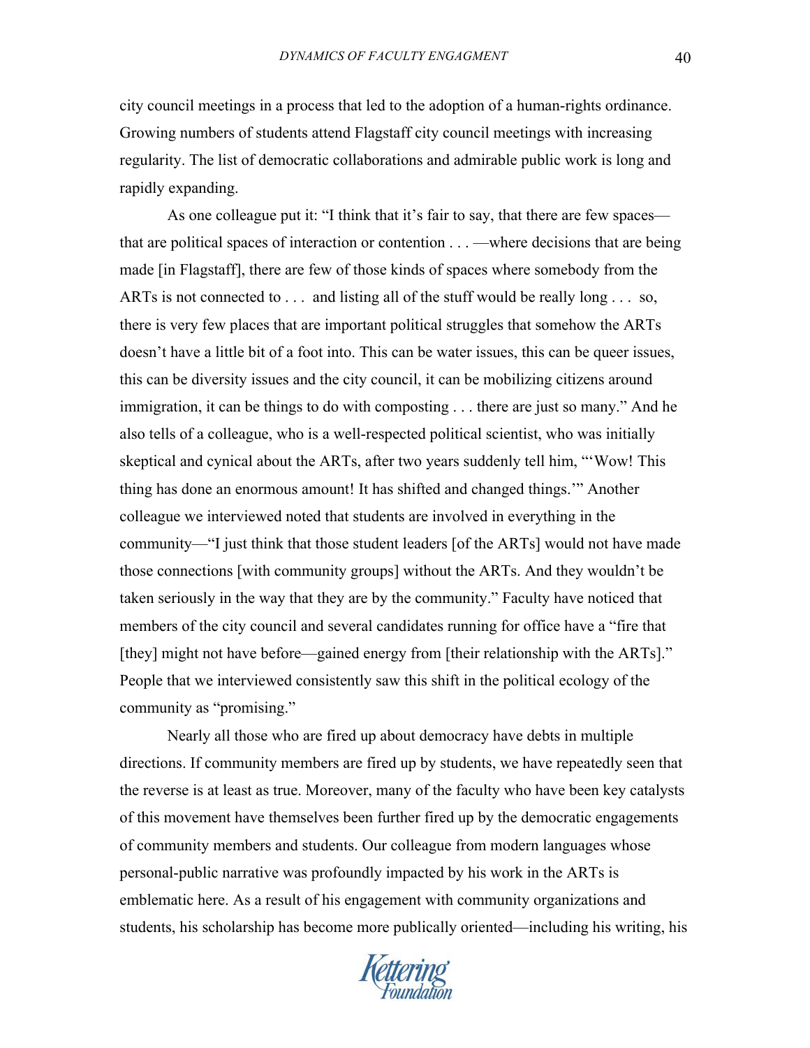city council meetings in a process that led to the adoption of a human-rights ordinance. Growing numbers of students attend Flagstaff city council meetings with increasing regularity. The list of democratic collaborations and admirable public work is long and rapidly expanding.

As one colleague put it: "I think that it's fair to say, that there are few spaces—that are political spaces of interaction or contention . . . —where decisions that are being made [in Flagstaff], there are few of those kinds of spaces where somebody from the ARTs is not connected to . . . and listing all of the stuff would be really long . . . so, there is very few places that are important political struggles that somehow the ARTs doesn't have a little bit of a foot into. This can be water issues, this can be queer issues, this can be diversity issues and the city council, it can be mobilizing citizens around immigration, it can be things to do with composting . . . there are just so many." And he also tells of a colleague, who is a well-respected political scientist, who was initially skeptical and cynical about the ARTs, after two years suddenly tell him, "'Wow! This thing has done an enormous amount! It has shifted and changed things.'" Another colleague we interviewed noted that students are involved in everything in the community—"I just think that those student leaders [of the ARTs] would not have made those connections [with community groups] without the ARTs. And they wouldn't be taken seriously in the way that they are by the community." Faculty have noticed that members of the city council and several candidates running for office have a "fire that [they] might not have before—gained energy from [their relationship with the ARTs]." People that we interviewed consistently saw this shift in the political ecology of the community as "promising."

Nearly all those who are fired up about democracy have debts in multiple directions. If community members are fired up by students, we have repeatedly seen that the reverse is at least as true. Moreover, many of the faculty who have been key catalysts of this movement have themselves been further fired up by the democratic engagements of community members and students. Our colleague from modern languages whose personal-public narrative was profoundly impacted by his work in the ARTs is emblematic here. As a result of his engagement with community organizations and students, his scholarship has become more publically oriented—including his writing, his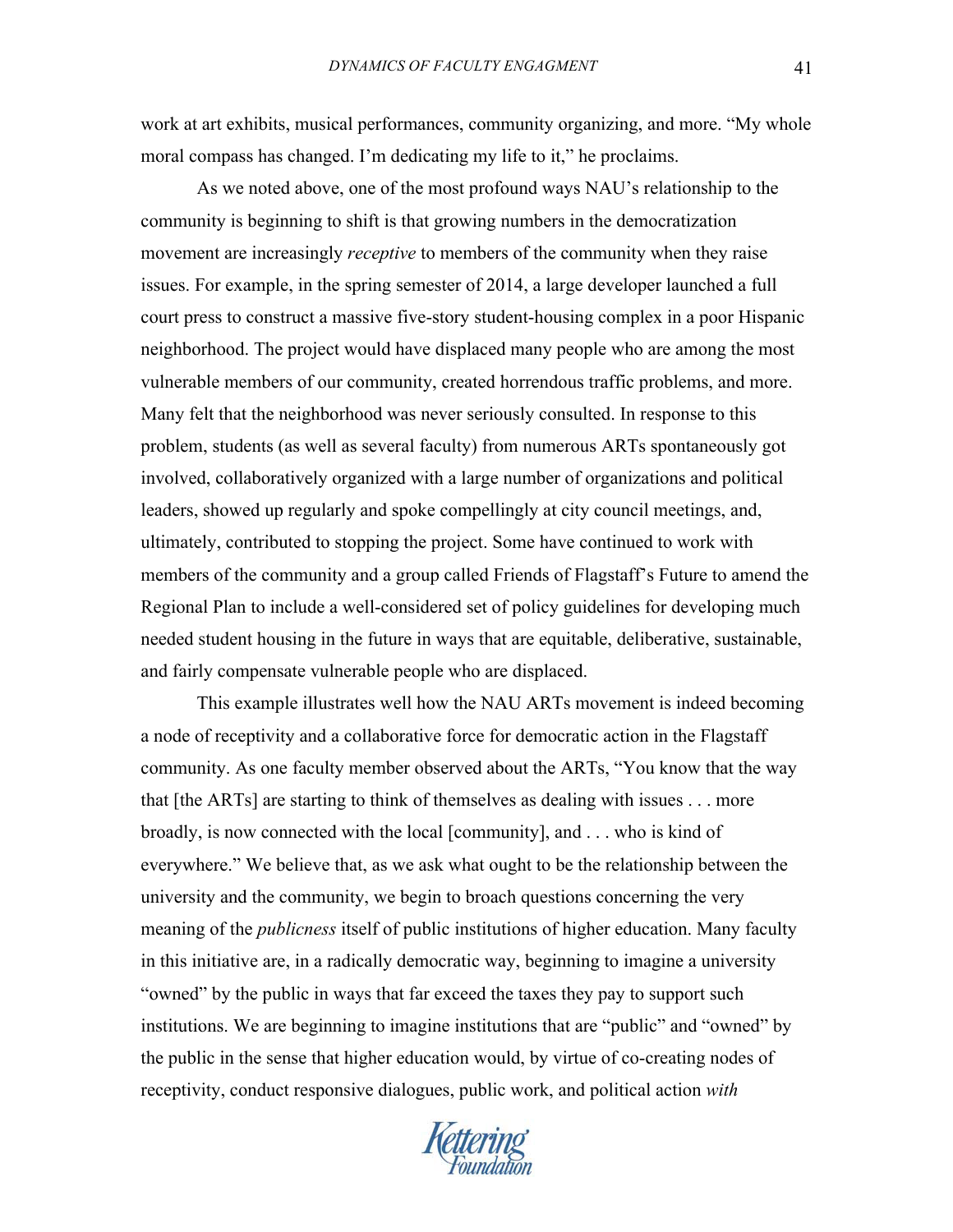work at art exhibits, musical performances, community organizing, and more. "My whole moral compass has changed. I'm dedicating my life to it," he proclaims.

As we noted above, one of the most profound ways NAU's relationship to the community is beginning to shift is that growing numbers in the democratization movement are increasingly *receptive* to members of the community when they raise issues. For example, in the spring semester of 2014, a large developer launched a full court press to construct a massive five-story student-housing complex in a poor Hispanic neighborhood. The project would have displaced many people who are among the most vulnerable members of our community, created horrendous traffic problems, and more. Many felt that the neighborhood was never seriously consulted. In response to this problem, students (as well as several faculty) from numerous ARTs spontaneously got involved, collaboratively organized with a large number of organizations and political leaders, showed up regularly and spoke compellingly at city council meetings, and, ultimately, contributed to stopping the project. Some have continued to work with members of the community and a group called Friends of Flagstaff's Future to amend the Regional Plan to include a well-considered set of policy guidelines for developing much needed student housing in the future in ways that are equitable, deliberative, sustainable, and fairly compensate vulnerable people who are displaced.

This example illustrates well how the NAU ARTs movement is indeed becoming a node of receptivity and a collaborative force for democratic action in the Flagstaff community. As one faculty member observed about the ARTs, "You know that the way that [the ARTs] are starting to think of themselves as dealing with issues . . . more broadly, is now connected with the local [community], and . . . who is kind of everywhere." We believe that, as we ask what ought to be the relationship between the university and the community, we begin to broach questions concerning the very meaning of the *publicness* itself of public institutions of higher education. Many faculty in this initiative are, in a radically democratic way, beginning to imagine a university "owned" by the public in ways that far exceed the taxes they pay to support such institutions. We are beginning to imagine institutions that are "public" and "owned" by the public in the sense that higher education would, by virtue of co-creating nodes of receptivity, conduct responsive dialogues, public work, and political action *with*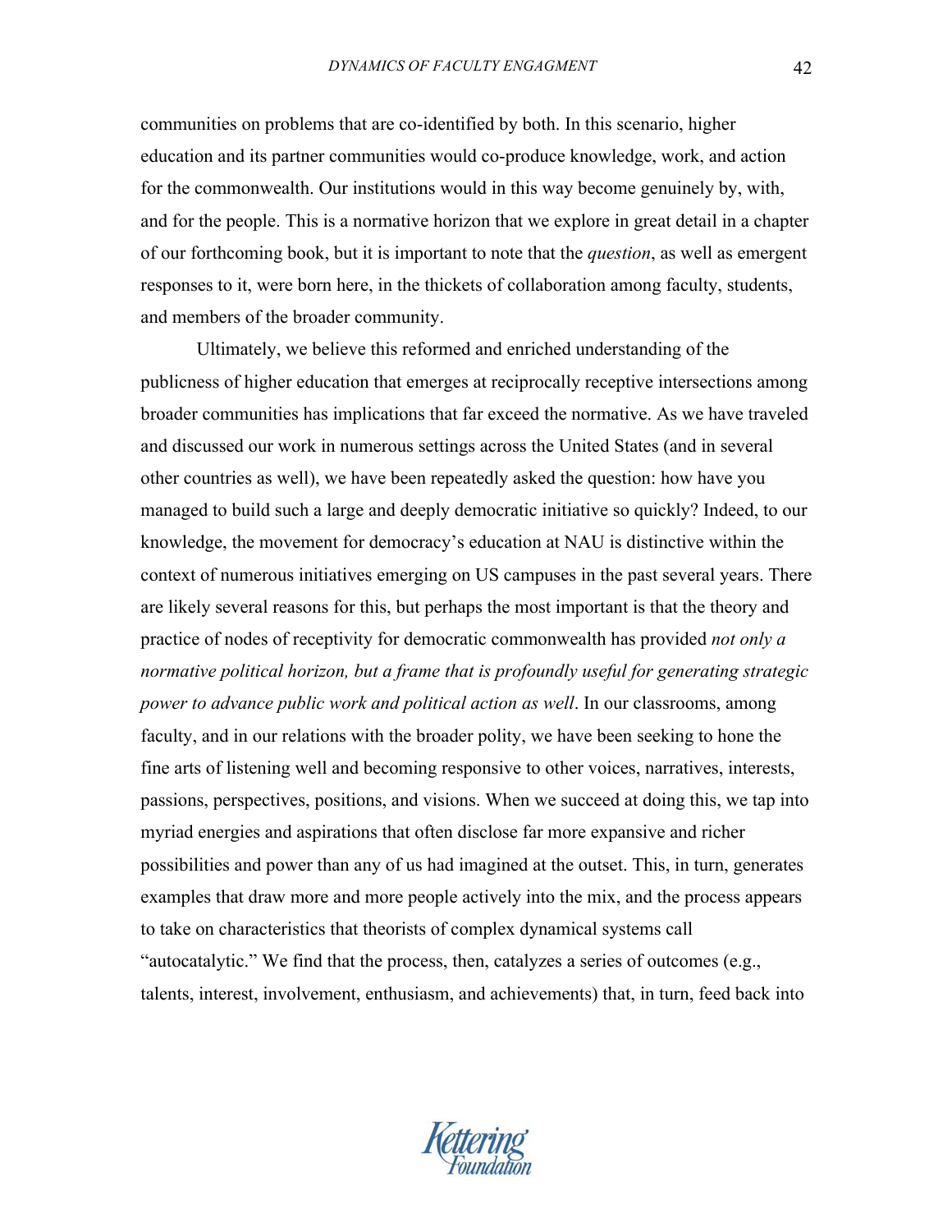communities on problems that are co-identified by both. In this scenario, higher education and its partner communities would co-produce knowledge, work, and action for the commonwealth. Our institutions would in this way become genuinely by, with, and for the people. This is a normative horizon that we explore in great detail in a chapter of our forthcoming book, but it is important to note that the *question*, as well as emergent responses to it, were born here, in the thickets of collaboration among faculty, students, and members of the broader community.

Ultimately, we believe this reformed and enriched understanding of the publicness of higher education that emerges at reciprocally receptive intersections among broader communities has implications that far exceed the normative. As we have traveled and discussed our work in numerous settings across the United States (and in several other countries as well), we have been repeatedly asked the question: how have you managed to build such a large and deeply democratic initiative so quickly? Indeed, to our knowledge, the movement for democracy's education at NAU is distinctive within the context of numerous initiatives emerging on US campuses in the past several years. There are likely several reasons for this, but perhaps the most important is that the theory and practice of nodes of receptivity for democratic commonwealth has provided *not only a normative political horizon, but a frame that is profoundly useful for generating strategic power to advance public work and political action as well*. In our classrooms, among faculty, and in our relations with the broader polity, we have been seeking to hone the fine arts of listening well and becoming responsive to other voices, narratives, interests, passions, perspectives, positions, and visions. When we succeed at doing this, we tap into myriad energies and aspirations that often disclose far more expansive and richer possibilities and power than any of us had imagined at the outset. This, in turn, generates examples that draw more and more people actively into the mix, and the process appears to take on characteristics that theorists of complex dynamical systems call "autocatalytic." We find that the process, then, catalyzes a series of outcomes (e.g., talents, interest, involvement, enthusiasm, and achievements) that, in turn, feed back into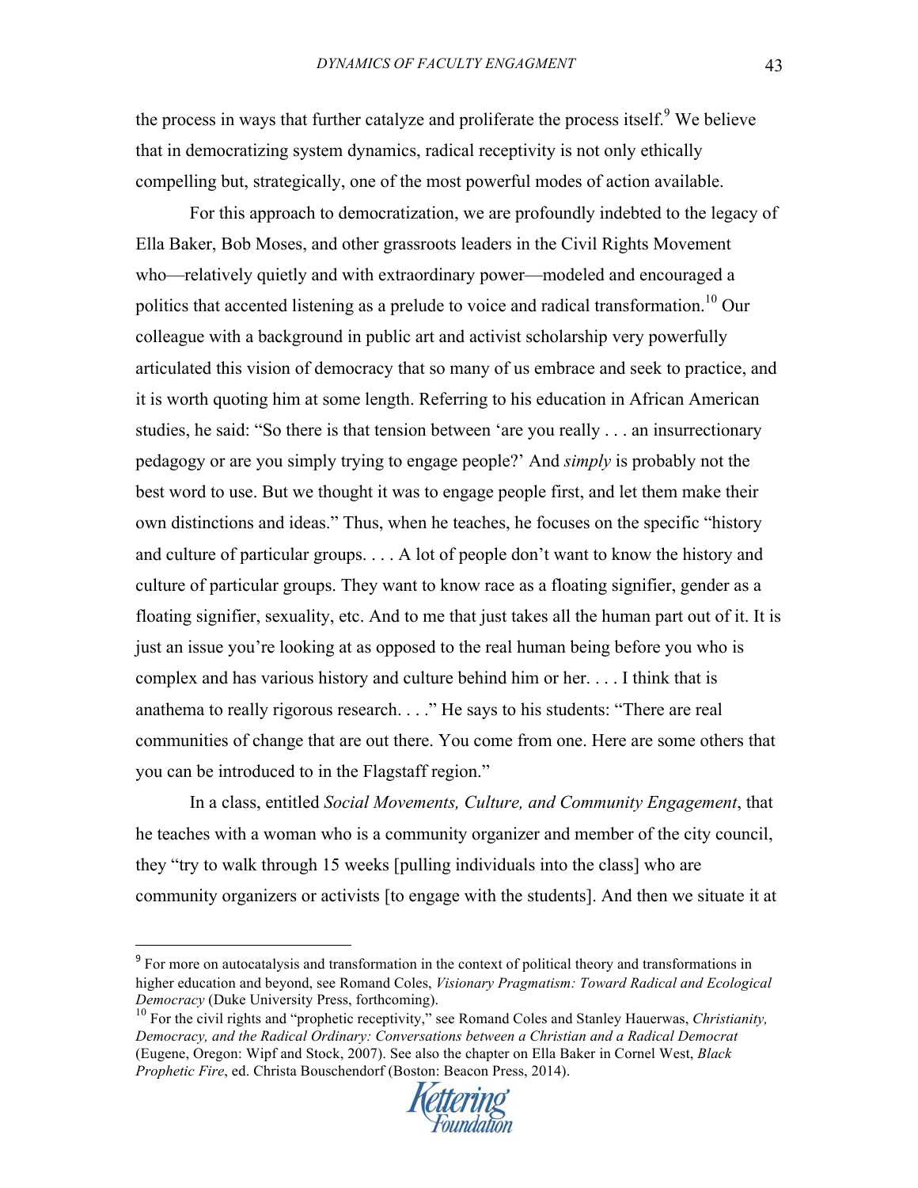the process in ways that further catalyze and proliferate the process itself.[9] We believe that in democratizing system dynamics, radical receptivity is not only ethically compelling but, strategically, one of the most powerful modes of action available.

For this approach to democratization, we are profoundly indebted to the legacy of Ella Baker, Bob Moses, and other grassroots leaders in the Civil Rights Movement who—relatively quietly and with extraordinary power—modeled and encouraged a politics that accented listening as a prelude to voice and radical transformation.[10] Our colleague with a background in public art and activist scholarship very powerfully articulated this vision of democracy that so many of us embrace and seek to practice, and it is worth quoting him at some length. Referring to his education in African American studies, he said: "So there is that tension between 'are you really . . . an insurrectionary pedagogy or are you simply trying to engage people?' And *simply* is probably not the best word to use. But we thought it was to engage people first, and let them make their own distinctions and ideas." Thus, when he teaches, he focuses on the specific "history and culture of particular groups. . . . A lot of people don't want to know the history and culture of particular groups. They want to know race as a floating signifier, gender as a floating signifier, sexuality, etc. And to me that just takes all the human part out of it. It is just an issue you're looking at as opposed to the real human being before you who is complex and has various history and culture behind him or her. . . . I think that is anathema to really rigorous research. . . ." He says to his students: "There are real communities of change that are out there. You come from one. Here are some others that you can be introduced to in the Flagstaff region."

In a class, entitled *Social Movements, Culture, and Community Engagement*, that he teaches with a woman who is a community organizer and member of the city council, they "try to walk through 15 weeks [pulling individuals into the class] who are community organizers or activists [to engage with the students]. And then we situate it at

---

[9] For more on autocatalysis and transformation in the context of political theory and transformations in higher education and beyond, see Romand Coles, *Visionary Pragmatism: Toward Radical and Ecological Democracy* (Duke University Press, forthcoming).

[10] For the civil rights and "prophetic receptivity," see Romand Coles and Stanley Hauerwas, *Christianity, Democracy, and the Radical Ordinary: Conversations between a Christian and a Radical Democrat* (Eugene, Oregon: Wipf and Stock, 2007). See also the chapter on Ella Baker in Cornel West, *Black Prophetic Fire*, ed. Christa Bouschendorf (Boston: Beacon Press, 2014).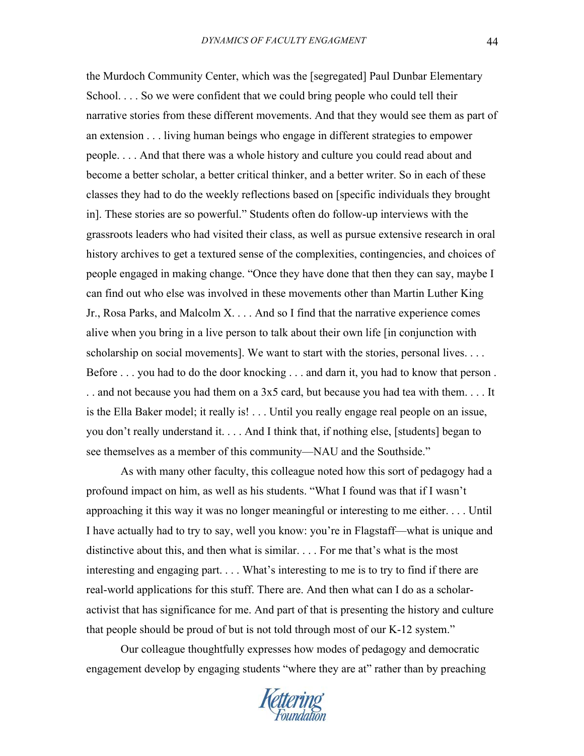the Murdoch Community Center, which was the [segregated] Paul Dunbar Elementary School. . . . So we were confident that we could bring people who could tell their narrative stories from these different movements. And that they would see them as part of an extension . . . living human beings who engage in different strategies to empower people. . . . And that there was a whole history and culture you could read about and become a better scholar, a better critical thinker, and a better writer. So in each of these classes they had to do the weekly reflections based on [specific individuals they brought in]. These stories are so powerful." Students often do follow-up interviews with the grassroots leaders who had visited their class, as well as pursue extensive research in oral history archives to get a textured sense of the complexities, contingencies, and choices of people engaged in making change. "Once they have done that then they can say, maybe I can find out who else was involved in these movements other than Martin Luther King Jr., Rosa Parks, and Malcolm X. . . . And so I find that the narrative experience comes alive when you bring in a live person to talk about their own life [in conjunction with scholarship on social movements]. We want to start with the stories, personal lives. . . . Before . . . you had to do the door knocking . . . and darn it, you had to know that person . . . and not because you had them on a 3x5 card, but because you had tea with them. . . . It is the Ella Baker model; it really is! . . . Until you really engage real people on an issue, you don't really understand it. . . . And I think that, if nothing else, [students] began to see themselves as a member of this community—NAU and the Southside."

As with many other faculty, this colleague noted how this sort of pedagogy had a profound impact on him, as well as his students. "What I found was that if I wasn't approaching it this way it was no longer meaningful or interesting to me either. . . . Until I have actually had to try to say, well you know: you're in Flagstaff—what is unique and distinctive about this, and then what is similar. . . . For me that's what is the most interesting and engaging part. . . . What's interesting to me is to try to find if there are real-world applications for this stuff. There are. And then what can I do as a scholar-activist that has significance for me. And part of that is presenting the history and culture that people should be proud of but is not told through most of our K-12 system."

Our colleague thoughtfully expresses how modes of pedagogy and democratic engagement develop by engaging students "where they are at" rather than by preaching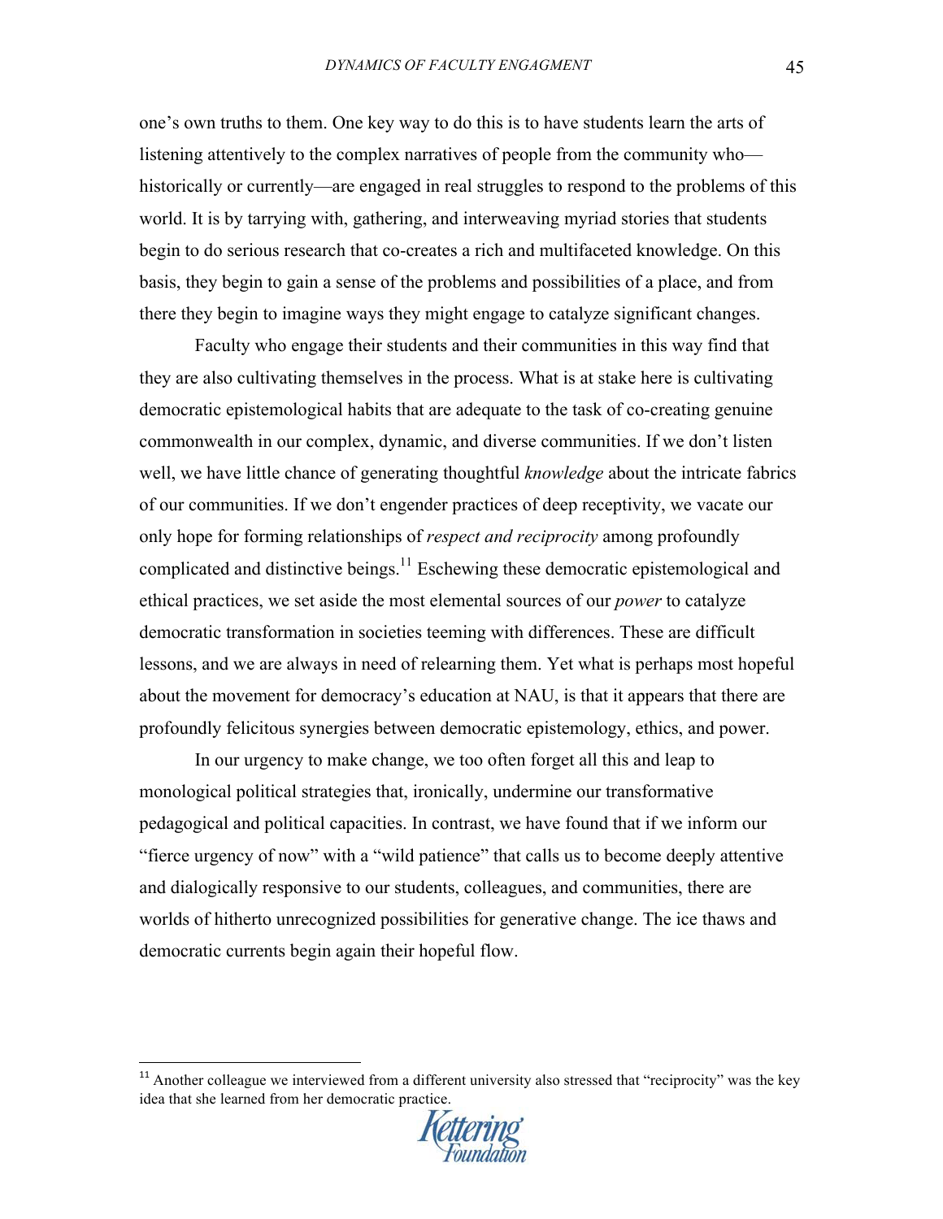one's own truths to them. One key way to do this is to have students learn the arts of listening attentively to the complex narratives of people from the community who—historically or currently—are engaged in real struggles to respond to the problems of this world. It is by tarrying with, gathering, and interweaving myriad stories that students begin to do serious research that co-creates a rich and multifaceted knowledge. On this basis, they begin to gain a sense of the problems and possibilities of a place, and from there they begin to imagine ways they might engage to catalyze significant changes.

Faculty who engage their students and their communities in this way find that they are also cultivating themselves in the process. What is at stake here is cultivating democratic epistemological habits that are adequate to the task of co-creating genuine commonwealth in our complex, dynamic, and diverse communities. If we don't listen well, we have little chance of generating thoughtful *knowledge* about the intricate fabrics of our communities. If we don't engender practices of deep receptivity, we vacate our only hope for forming relationships of *respect and reciprocity* among profoundly complicated and distinctive beings.[11] Eschewing these democratic epistemological and ethical practices, we set aside the most elemental sources of our *power* to catalyze democratic transformation in societies teeming with differences. These are difficult lessons, and we are always in need of relearning them. Yet what is perhaps most hopeful about the movement for democracy's education at NAU, is that it appears that there are profoundly felicitous synergies between democratic epistemology, ethics, and power.

In our urgency to make change, we too often forget all this and leap to monological political strategies that, ironically, undermine our transformative pedagogical and political capacities. In contrast, we have found that if we inform our "fierce urgency of now" with a "wild patience" that calls us to become deeply attentive and dialogically responsive to our students, colleagues, and communities, there are worlds of hitherto unrecognized possibilities for generative change. The ice thaws and democratic currents begin again their hopeful flow.

[11] Another colleague we interviewed from a different university also stressed that "reciprocity" was the key idea that she learned from her democratic practice.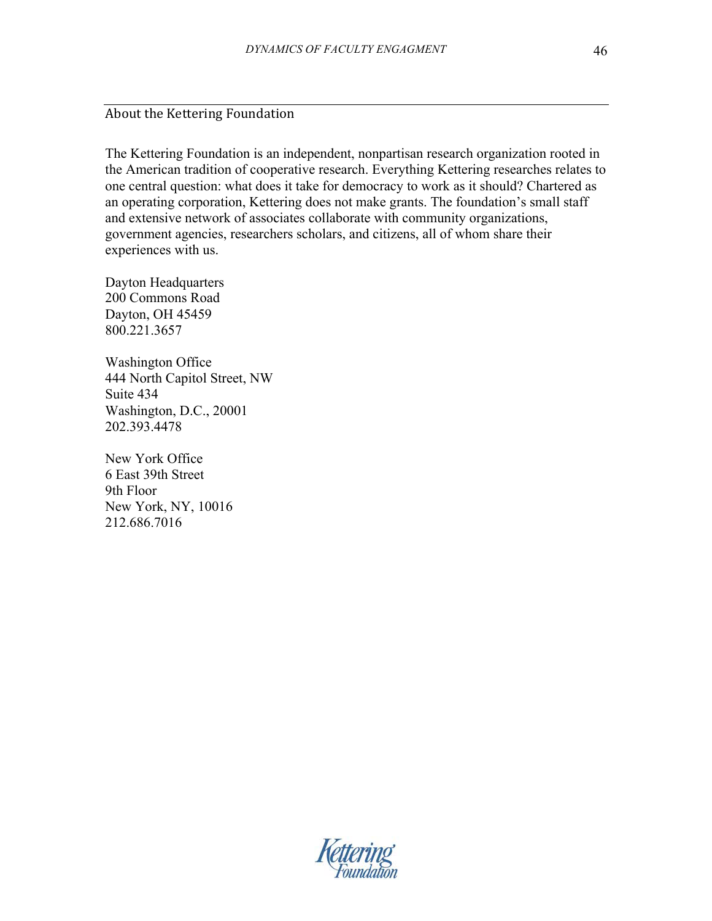## About the Kettering Foundation

The Kettering Foundation is an independent, nonpartisan research organization rooted in the American tradition of cooperative research. Everything Kettering researches relates to one central question: what does it take for democracy to work as it should? Chartered as an operating corporation, Kettering does not make grants. The foundation's small staff and extensive network of associates collaborate with community organizations, government agencies, researchers scholars, and citizens, all of whom share their experiences with us.

Dayton Headquarters
200 Commons Road
Dayton, OH 45459
800.221.3657

Washington Office
444 North Capitol Street, NW
Suite 434
Washington, D.C., 20001
202.393.4478

New York Office
6 East 39th Street
9th Floor
New York, NY, 10016
212.686.7016

Kettering Foundation